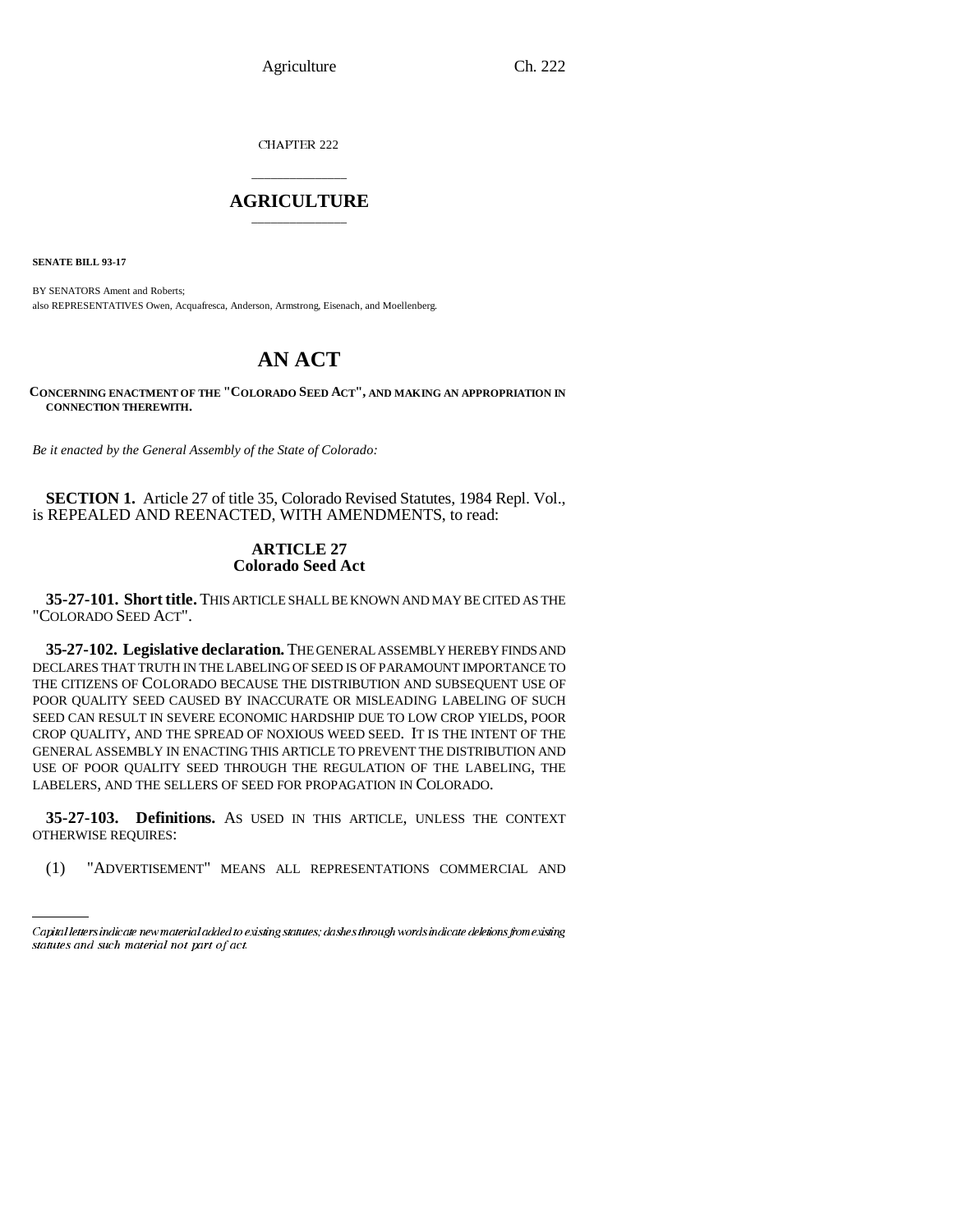CHAPTER 222

# AGRICULTURE

**SENATE BILL 93-17**

BY SENATORS Ament and Roberts;
also REPRESENTATIVES Owen, Acquafresca, Anderson, Armstrong, Eisenach, and Moellenberg.

# AN ACT

**CONCERNING ENACTMENT OF THE "COLORADO SEED ACT", AND MAKING AN APPROPRIATION IN CONNECTION THEREWITH.**

*Be it enacted by the General Assembly of the State of Colorado:*

**SECTION 1.** Article 27 of title 35, Colorado Revised Statutes, 1984 Repl. Vol., is REPEALED AND REENACTED, WITH AMENDMENTS, to read:

## ARTICLE 27
## Colorado Seed Act

**35-27-101. Short title.** THIS ARTICLE SHALL BE KNOWN AND MAY BE CITED AS THE "COLORADO SEED ACT".

**35-27-102. Legislative declaration.** THE GENERAL ASSEMBLY HEREBY FINDS AND DECLARES THAT TRUTH IN THE LABELING OF SEED IS OF PARAMOUNT IMPORTANCE TO THE CITIZENS OF COLORADO BECAUSE THE DISTRIBUTION AND SUBSEQUENT USE OF POOR QUALITY SEED CAUSED BY INACCURATE OR MISLEADING LABELING OF SUCH SEED CAN RESULT IN SEVERE ECONOMIC HARDSHIP DUE TO LOW CROP YIELDS, POOR CROP QUALITY, AND THE SPREAD OF NOXIOUS WEED SEED. IT IS THE INTENT OF THE GENERAL ASSEMBLY IN ENACTING THIS ARTICLE TO PREVENT THE DISTRIBUTION AND USE OF POOR QUALITY SEED THROUGH THE REGULATION OF THE LABELING, THE LABELERS, AND THE SELLERS OF SEED FOR PROPAGATION IN COLORADO.

**35-27-103. Definitions.** AS USED IN THIS ARTICLE, UNLESS THE CONTEXT OTHERWISE REQUIRES:

(1) "ADVERTISEMENT" MEANS ALL REPRESENTATIONS COMMERCIAL AND

*Capital letters indicate new material added to existing statutes; dashes through words indicate deletions from existing statutes and such material not part of act.*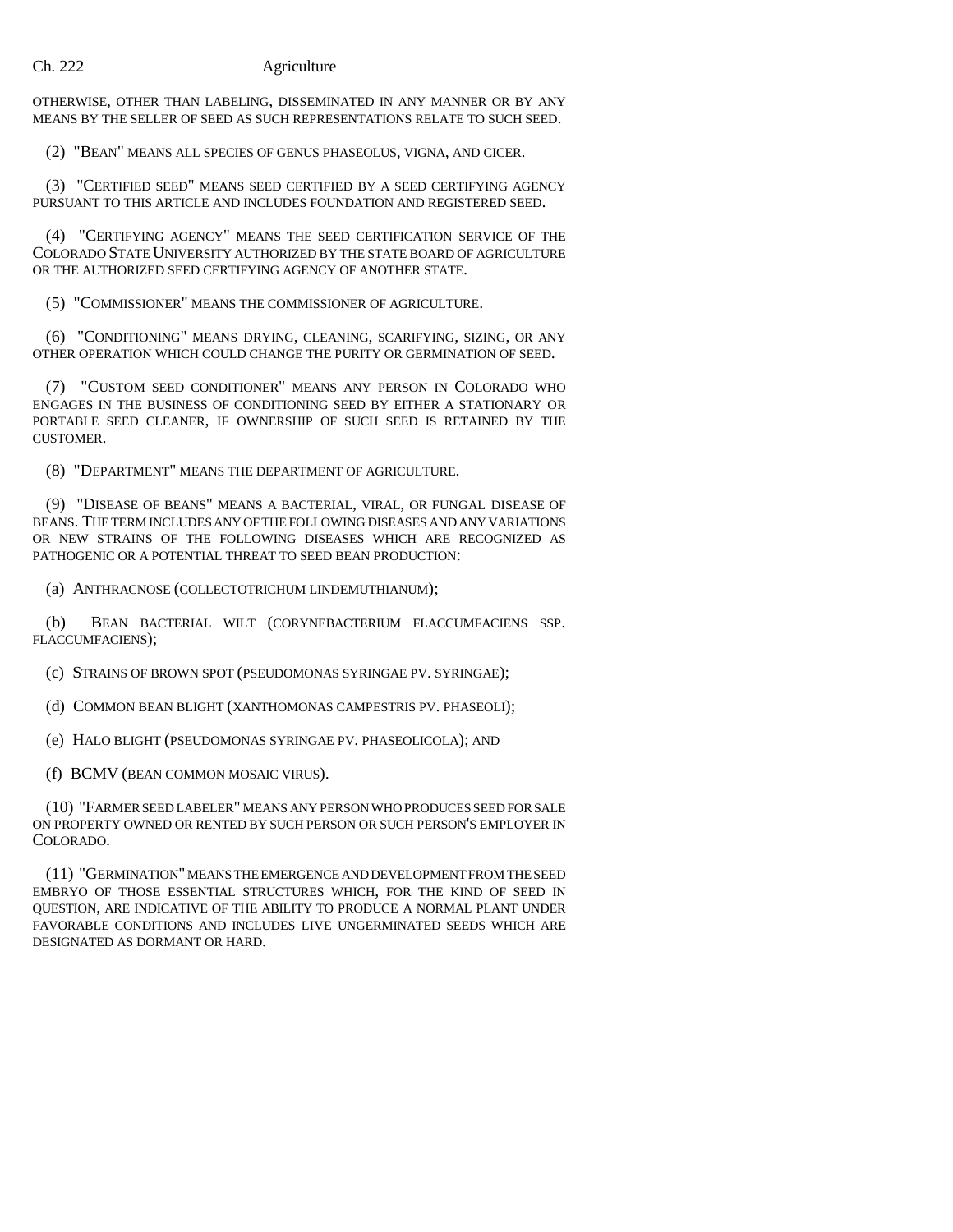OTHERWISE, OTHER THAN LABELING, DISSEMINATED IN ANY MANNER OR BY ANY MEANS BY THE SELLER OF SEED AS SUCH REPRESENTATIONS RELATE TO SUCH SEED.

(2) "BEAN" MEANS ALL SPECIES OF GENUS PHASEOLUS, VIGNA, AND CICER.

(3) "CERTIFIED SEED" MEANS SEED CERTIFIED BY A SEED CERTIFYING AGENCY PURSUANT TO THIS ARTICLE AND INCLUDES FOUNDATION AND REGISTERED SEED.

(4) "CERTIFYING AGENCY" MEANS THE SEED CERTIFICATION SERVICE OF THE COLORADO STATE UNIVERSITY AUTHORIZED BY THE STATE BOARD OF AGRICULTURE OR THE AUTHORIZED SEED CERTIFYING AGENCY OF ANOTHER STATE.

(5) "COMMISSIONER" MEANS THE COMMISSIONER OF AGRICULTURE.

(6) "CONDITIONING" MEANS DRYING, CLEANING, SCARIFYING, SIZING, OR ANY OTHER OPERATION WHICH COULD CHANGE THE PURITY OR GERMINATION OF SEED.

(7) "CUSTOM SEED CONDITIONER" MEANS ANY PERSON IN COLORADO WHO ENGAGES IN THE BUSINESS OF CONDITIONING SEED BY EITHER A STATIONARY OR PORTABLE SEED CLEANER, IF OWNERSHIP OF SUCH SEED IS RETAINED BY THE CUSTOMER.

(8) "DEPARTMENT" MEANS THE DEPARTMENT OF AGRICULTURE.

(9) "DISEASE OF BEANS" MEANS A BACTERIAL, VIRAL, OR FUNGAL DISEASE OF BEANS. THE TERM INCLUDES ANY OF THE FOLLOWING DISEASES AND ANY VARIATIONS OR NEW STRAINS OF THE FOLLOWING DISEASES WHICH ARE RECOGNIZED AS PATHOGENIC OR A POTENTIAL THREAT TO SEED BEAN PRODUCTION:

(a) ANTHRACNOSE (COLLECTOTRICHUM LINDEMUTHIANUM);

(b) BEAN BACTERIAL WILT (CORYNEBACTERIUM FLACCUMFACIENS SSP. FLACCUMFACIENS);

(c) STRAINS OF BROWN SPOT (PSEUDOMONAS SYRINGAE PV. SYRINGAE);

(d) COMMON BEAN BLIGHT (XANTHOMONAS CAMPESTRIS PV. PHASEOLI);

(e) HALO BLIGHT (PSEUDOMONAS SYRINGAE PV. PHASEOLICOLA); AND

(f) BCMV (BEAN COMMON MOSAIC VIRUS).

(10) "FARMER SEED LABELER" MEANS ANY PERSON WHO PRODUCES SEED FOR SALE ON PROPERTY OWNED OR RENTED BY SUCH PERSON OR SUCH PERSON'S EMPLOYER IN COLORADO.

(11) "GERMINATION" MEANS THE EMERGENCE AND DEVELOPMENT FROM THE SEED EMBRYO OF THOSE ESSENTIAL STRUCTURES WHICH, FOR THE KIND OF SEED IN QUESTION, ARE INDICATIVE OF THE ABILITY TO PRODUCE A NORMAL PLANT UNDER FAVORABLE CONDITIONS AND INCLUDES LIVE UNGERMINATED SEEDS WHICH ARE DESIGNATED AS DORMANT OR HARD.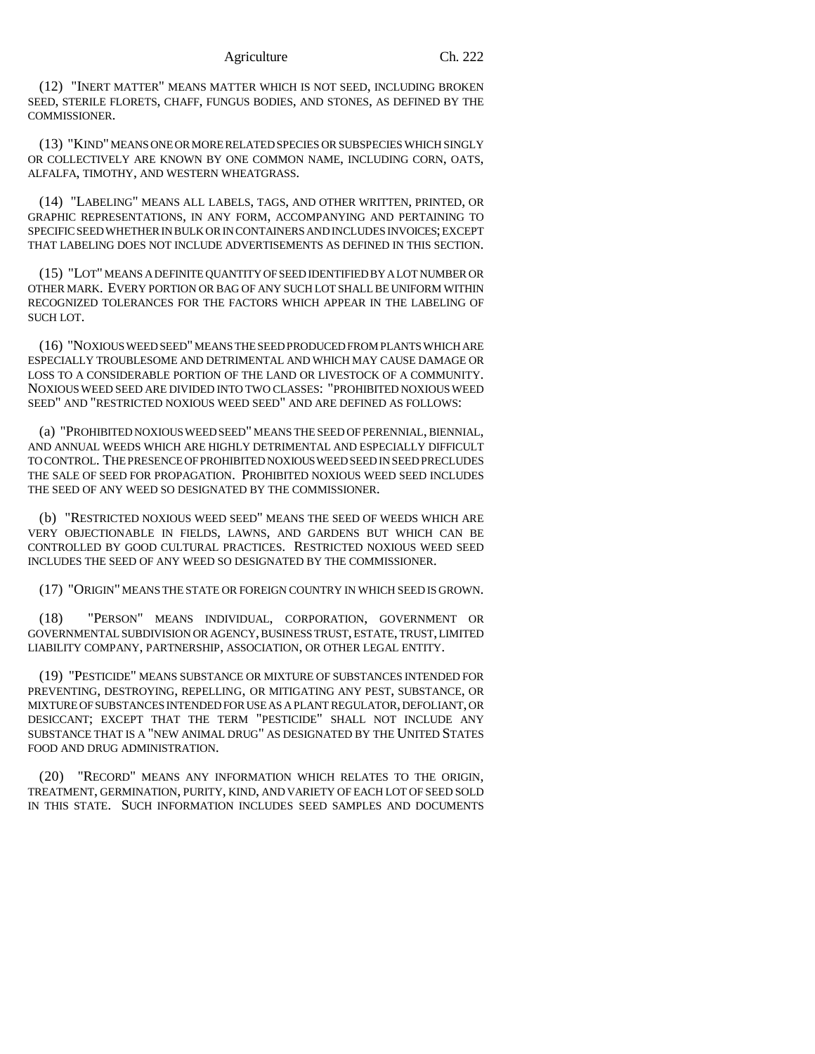(12) "INERT MATTER" MEANS MATTER WHICH IS NOT SEED, INCLUDING BROKEN SEED, STERILE FLORETS, CHAFF, FUNGUS BODIES, AND STONES, AS DEFINED BY THE COMMISSIONER.

(13) "KIND" MEANS ONE OR MORE RELATED SPECIES OR SUBSPECIES WHICH SINGLY OR COLLECTIVELY ARE KNOWN BY ONE COMMON NAME, INCLUDING CORN, OATS, ALFALFA, TIMOTHY, AND WESTERN WHEATGRASS.

(14) "LABELING" MEANS ALL LABELS, TAGS, AND OTHER WRITTEN, PRINTED, OR GRAPHIC REPRESENTATIONS, IN ANY FORM, ACCOMPANYING AND PERTAINING TO SPECIFIC SEED WHETHER IN BULK OR IN CONTAINERS AND INCLUDES INVOICES; EXCEPT THAT LABELING DOES NOT INCLUDE ADVERTISEMENTS AS DEFINED IN THIS SECTION.

(15) "LOT" MEANS A DEFINITE QUANTITY OF SEED IDENTIFIED BY A LOT NUMBER OR OTHER MARK. EVERY PORTION OR BAG OF ANY SUCH LOT SHALL BE UNIFORM WITHIN RECOGNIZED TOLERANCES FOR THE FACTORS WHICH APPEAR IN THE LABELING OF SUCH LOT.

(16) "NOXIOUS WEED SEED" MEANS THE SEED PRODUCED FROM PLANTS WHICH ARE ESPECIALLY TROUBLESOME AND DETRIMENTAL AND WHICH MAY CAUSE DAMAGE OR LOSS TO A CONSIDERABLE PORTION OF THE LAND OR LIVESTOCK OF A COMMUNITY. NOXIOUS WEED SEED ARE DIVIDED INTO TWO CLASSES: "PROHIBITED NOXIOUS WEED SEED" AND "RESTRICTED NOXIOUS WEED SEED" AND ARE DEFINED AS FOLLOWS:

(a) "PROHIBITED NOXIOUS WEED SEED" MEANS THE SEED OF PERENNIAL, BIENNIAL, AND ANNUAL WEEDS WHICH ARE HIGHLY DETRIMENTAL AND ESPECIALLY DIFFICULT TO CONTROL. THE PRESENCE OF PROHIBITED NOXIOUS WEED SEED IN SEED PRECLUDES THE SALE OF SEED FOR PROPAGATION. PROHIBITED NOXIOUS WEED SEED INCLUDES THE SEED OF ANY WEED SO DESIGNATED BY THE COMMISSIONER.

(b) "RESTRICTED NOXIOUS WEED SEED" MEANS THE SEED OF WEEDS WHICH ARE VERY OBJECTIONABLE IN FIELDS, LAWNS, AND GARDENS BUT WHICH CAN BE CONTROLLED BY GOOD CULTURAL PRACTICES. RESTRICTED NOXIOUS WEED SEED INCLUDES THE SEED OF ANY WEED SO DESIGNATED BY THE COMMISSIONER.

(17) "ORIGIN" MEANS THE STATE OR FOREIGN COUNTRY IN WHICH SEED IS GROWN.

(18) "PERSON" MEANS INDIVIDUAL, CORPORATION, GOVERNMENT OR GOVERNMENTAL SUBDIVISION OR AGENCY, BUSINESS TRUST, ESTATE, TRUST, LIMITED LIABILITY COMPANY, PARTNERSHIP, ASSOCIATION, OR OTHER LEGAL ENTITY.

(19) "PESTICIDE" MEANS SUBSTANCE OR MIXTURE OF SUBSTANCES INTENDED FOR PREVENTING, DESTROYING, REPELLING, OR MITIGATING ANY PEST, SUBSTANCE, OR MIXTURE OF SUBSTANCES INTENDED FOR USE AS A PLANT REGULATOR, DEFOLIANT, OR DESICCANT; EXCEPT THAT THE TERM "PESTICIDE" SHALL NOT INCLUDE ANY SUBSTANCE THAT IS A "NEW ANIMAL DRUG" AS DESIGNATED BY THE UNITED STATES FOOD AND DRUG ADMINISTRATION.

(20) "RECORD" MEANS ANY INFORMATION WHICH RELATES TO THE ORIGIN, TREATMENT, GERMINATION, PURITY, KIND, AND VARIETY OF EACH LOT OF SEED SOLD IN THIS STATE. SUCH INFORMATION INCLUDES SEED SAMPLES AND DOCUMENTS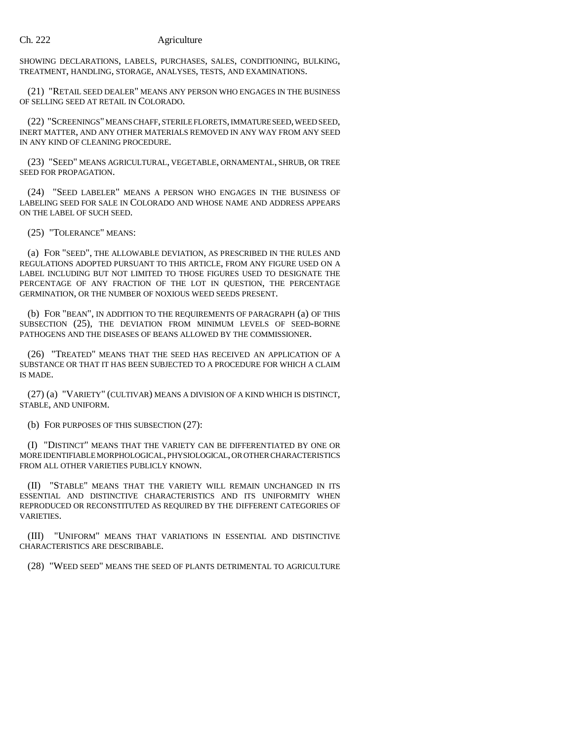SHOWING DECLARATIONS, LABELS, PURCHASES, SALES, CONDITIONING, BULKING, TREATMENT, HANDLING, STORAGE, ANALYSES, TESTS, AND EXAMINATIONS.

(21) "RETAIL SEED DEALER" MEANS ANY PERSON WHO ENGAGES IN THE BUSINESS OF SELLING SEED AT RETAIL IN COLORADO.

(22) "SCREENINGS" MEANS CHAFF, STERILE FLORETS, IMMATURE SEED, WEED SEED, INERT MATTER, AND ANY OTHER MATERIALS REMOVED IN ANY WAY FROM ANY SEED IN ANY KIND OF CLEANING PROCEDURE.

(23) "SEED" MEANS AGRICULTURAL, VEGETABLE, ORNAMENTAL, SHRUB, OR TREE SEED FOR PROPAGATION.

(24) "SEED LABELER" MEANS A PERSON WHO ENGAGES IN THE BUSINESS OF LABELING SEED FOR SALE IN COLORADO AND WHOSE NAME AND ADDRESS APPEARS ON THE LABEL OF SUCH SEED.

(25) "TOLERANCE" MEANS:

(a) FOR "SEED", THE ALLOWABLE DEVIATION, AS PRESCRIBED IN THE RULES AND REGULATIONS ADOPTED PURSUANT TO THIS ARTICLE, FROM ANY FIGURE USED ON A LABEL INCLUDING BUT NOT LIMITED TO THOSE FIGURES USED TO DESIGNATE THE PERCENTAGE OF ANY FRACTION OF THE LOT IN QUESTION, THE PERCENTAGE GERMINATION, OR THE NUMBER OF NOXIOUS WEED SEEDS PRESENT.

(b) FOR "BEAN", IN ADDITION TO THE REQUIREMENTS OF PARAGRAPH (a) OF THIS SUBSECTION (25), THE DEVIATION FROM MINIMUM LEVELS OF SEED-BORNE PATHOGENS AND THE DISEASES OF BEANS ALLOWED BY THE COMMISSIONER.

(26) "TREATED" MEANS THAT THE SEED HAS RECEIVED AN APPLICATION OF A SUBSTANCE OR THAT IT HAS BEEN SUBJECTED TO A PROCEDURE FOR WHICH A CLAIM IS MADE.

(27) (a) "VARIETY" (CULTIVAR) MEANS A DIVISION OF A KIND WHICH IS DISTINCT, STABLE, AND UNIFORM.

(b) FOR PURPOSES OF THIS SUBSECTION (27):

(I) "DISTINCT" MEANS THAT THE VARIETY CAN BE DIFFERENTIATED BY ONE OR MORE IDENTIFIABLE MORPHOLOGICAL, PHYSIOLOGICAL, OR OTHER CHARACTERISTICS FROM ALL OTHER VARIETIES PUBLICLY KNOWN.

(II) "STABLE" MEANS THAT THE VARIETY WILL REMAIN UNCHANGED IN ITS ESSENTIAL AND DISTINCTIVE CHARACTERISTICS AND ITS UNIFORMITY WHEN REPRODUCED OR RECONSTITUTED AS REQUIRED BY THE DIFFERENT CATEGORIES OF VARIETIES.

(III) "UNIFORM" MEANS THAT VARIATIONS IN ESSENTIAL AND DISTINCTIVE CHARACTERISTICS ARE DESCRIBABLE.

(28) "WEED SEED" MEANS THE SEED OF PLANTS DETRIMENTAL TO AGRICULTURE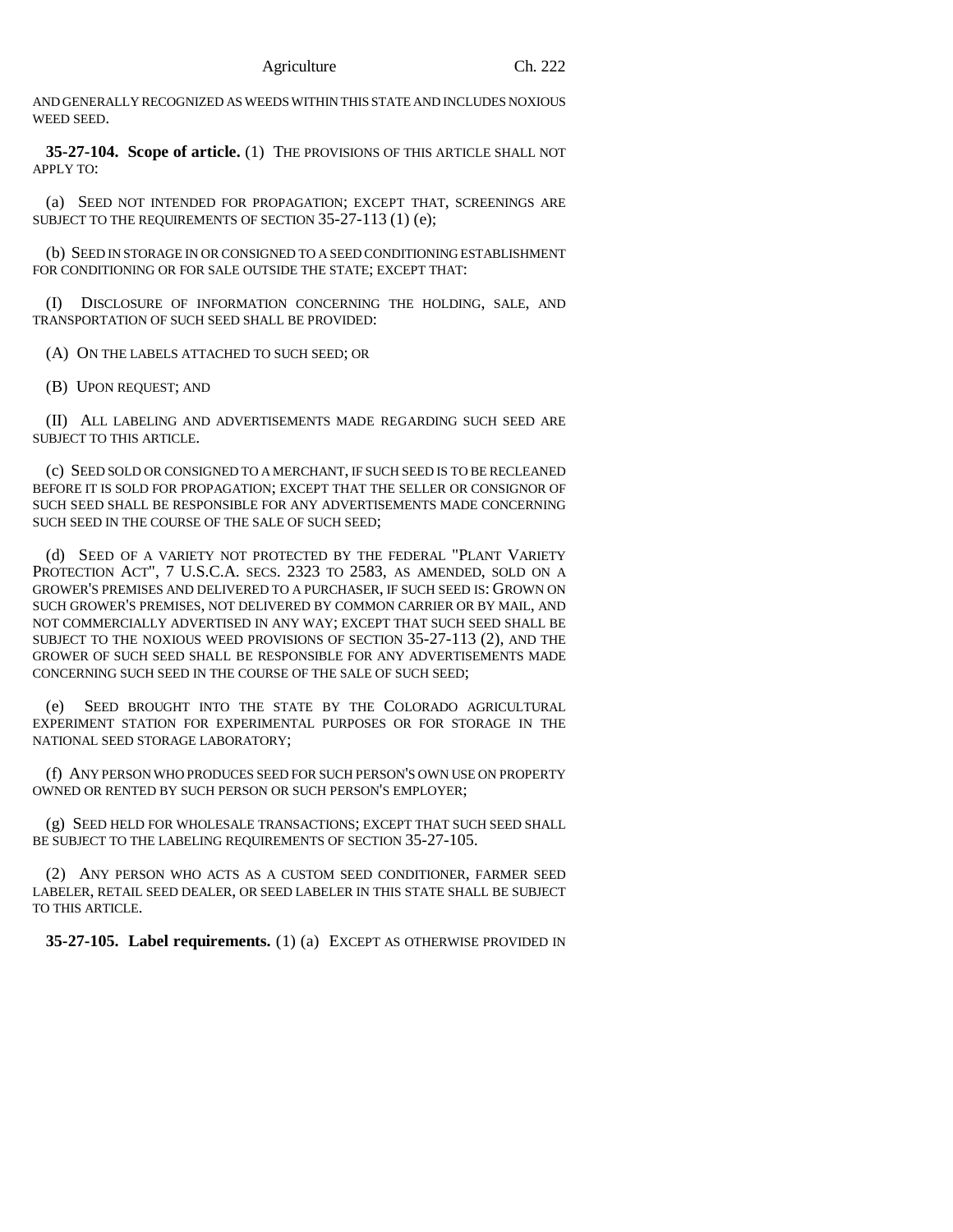AND GENERALLY RECOGNIZED AS WEEDS WITHIN THIS STATE AND INCLUDES NOXIOUS WEED SEED.

**35-27-104. Scope of article.** (1) THE PROVISIONS OF THIS ARTICLE SHALL NOT APPLY TO:

(a) SEED NOT INTENDED FOR PROPAGATION; EXCEPT THAT, SCREENINGS ARE SUBJECT TO THE REQUIREMENTS OF SECTION 35-27-113 (1) (e);

(b) SEED IN STORAGE IN OR CONSIGNED TO A SEED CONDITIONING ESTABLISHMENT FOR CONDITIONING OR FOR SALE OUTSIDE THE STATE; EXCEPT THAT:

(I) DISCLOSURE OF INFORMATION CONCERNING THE HOLDING, SALE, AND TRANSPORTATION OF SUCH SEED SHALL BE PROVIDED:

(A) ON THE LABELS ATTACHED TO SUCH SEED; OR

(B) UPON REQUEST; AND

(II) ALL LABELING AND ADVERTISEMENTS MADE REGARDING SUCH SEED ARE SUBJECT TO THIS ARTICLE.

(c) SEED SOLD OR CONSIGNED TO A MERCHANT, IF SUCH SEED IS TO BE RECLEANED BEFORE IT IS SOLD FOR PROPAGATION; EXCEPT THAT THE SELLER OR CONSIGNOR OF SUCH SEED SHALL BE RESPONSIBLE FOR ANY ADVERTISEMENTS MADE CONCERNING SUCH SEED IN THE COURSE OF THE SALE OF SUCH SEED;

(d) SEED OF A VARIETY NOT PROTECTED BY THE FEDERAL "PLANT VARIETY PROTECTION ACT", 7 U.S.C.A. SECS. 2323 TO 2583, AS AMENDED, SOLD ON A GROWER'S PREMISES AND DELIVERED TO A PURCHASER, IF SUCH SEED IS: GROWN ON SUCH GROWER'S PREMISES, NOT DELIVERED BY COMMON CARRIER OR BY MAIL, AND NOT COMMERCIALLY ADVERTISED IN ANY WAY; EXCEPT THAT SUCH SEED SHALL BE SUBJECT TO THE NOXIOUS WEED PROVISIONS OF SECTION 35-27-113 (2), AND THE GROWER OF SUCH SEED SHALL BE RESPONSIBLE FOR ANY ADVERTISEMENTS MADE CONCERNING SUCH SEED IN THE COURSE OF THE SALE OF SUCH SEED;

(e) SEED BROUGHT INTO THE STATE BY THE COLORADO AGRICULTURAL EXPERIMENT STATION FOR EXPERIMENTAL PURPOSES OR FOR STORAGE IN THE NATIONAL SEED STORAGE LABORATORY;

(f) ANY PERSON WHO PRODUCES SEED FOR SUCH PERSON'S OWN USE ON PROPERTY OWNED OR RENTED BY SUCH PERSON OR SUCH PERSON'S EMPLOYER;

(g) SEED HELD FOR WHOLESALE TRANSACTIONS; EXCEPT THAT SUCH SEED SHALL BE SUBJECT TO THE LABELING REQUIREMENTS OF SECTION 35-27-105.

(2) ANY PERSON WHO ACTS AS A CUSTOM SEED CONDITIONER, FARMER SEED LABELER, RETAIL SEED DEALER, OR SEED LABELER IN THIS STATE SHALL BE SUBJECT TO THIS ARTICLE.

**35-27-105. Label requirements.** (1) (a) EXCEPT AS OTHERWISE PROVIDED IN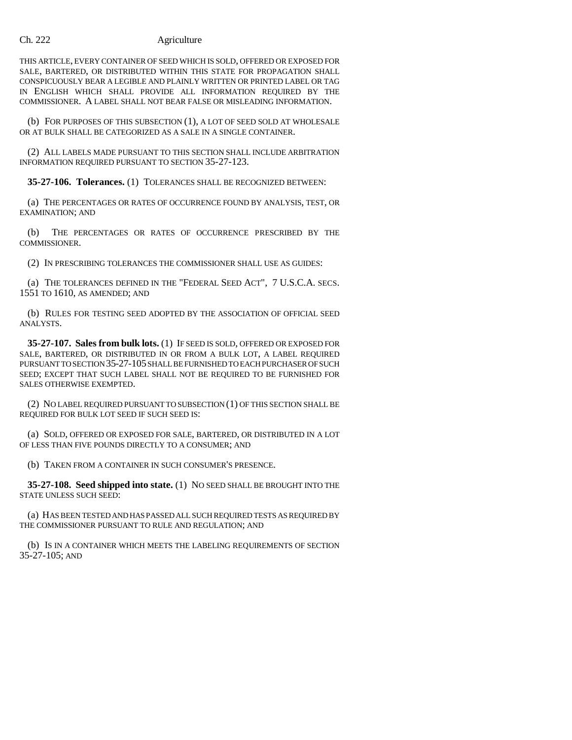THIS ARTICLE, EVERY CONTAINER OF SEED WHICH IS SOLD, OFFERED OR EXPOSED FOR SALE, BARTERED, OR DISTRIBUTED WITHIN THIS STATE FOR PROPAGATION SHALL CONSPICUOUSLY BEAR A LEGIBLE AND PLAINLY WRITTEN OR PRINTED LABEL OR TAG IN ENGLISH WHICH SHALL PROVIDE ALL INFORMATION REQUIRED BY THE COMMISSIONER. A LABEL SHALL NOT BEAR FALSE OR MISLEADING INFORMATION.

(b) FOR PURPOSES OF THIS SUBSECTION (1), A LOT OF SEED SOLD AT WHOLESALE OR AT BULK SHALL BE CATEGORIZED AS A SALE IN A SINGLE CONTAINER.

(2) ALL LABELS MADE PURSUANT TO THIS SECTION SHALL INCLUDE ARBITRATION INFORMATION REQUIRED PURSUANT TO SECTION 35-27-123.

**35-27-106. Tolerances.** (1) TOLERANCES SHALL BE RECOGNIZED BETWEEN:

(a) THE PERCENTAGES OR RATES OF OCCURRENCE FOUND BY ANALYSIS, TEST, OR EXAMINATION; AND

(b) THE PERCENTAGES OR RATES OF OCCURRENCE PRESCRIBED BY THE COMMISSIONER.

(2) IN PRESCRIBING TOLERANCES THE COMMISSIONER SHALL USE AS GUIDES:

(a) THE TOLERANCES DEFINED IN THE "FEDERAL SEED ACT", 7 U.S.C.A. SECS. 1551 TO 1610, AS AMENDED; AND

(b) RULES FOR TESTING SEED ADOPTED BY THE ASSOCIATION OF OFFICIAL SEED ANALYSTS.

**35-27-107. Sales from bulk lots.** (1) IF SEED IS SOLD, OFFERED OR EXPOSED FOR SALE, BARTERED, OR DISTRIBUTED IN OR FROM A BULK LOT, A LABEL REQUIRED PURSUANT TO SECTION 35-27-105 SHALL BE FURNISHED TO EACH PURCHASER OF SUCH SEED; EXCEPT THAT SUCH LABEL SHALL NOT BE REQUIRED TO BE FURNISHED FOR SALES OTHERWISE EXEMPTED.

(2) NO LABEL REQUIRED PURSUANT TO SUBSECTION (1) OF THIS SECTION SHALL BE REQUIRED FOR BULK LOT SEED IF SUCH SEED IS:

(a) SOLD, OFFERED OR EXPOSED FOR SALE, BARTERED, OR DISTRIBUTED IN A LOT OF LESS THAN FIVE POUNDS DIRECTLY TO A CONSUMER; AND

(b) TAKEN FROM A CONTAINER IN SUCH CONSUMER'S PRESENCE.

**35-27-108. Seed shipped into state.** (1) NO SEED SHALL BE BROUGHT INTO THE STATE UNLESS SUCH SEED:

(a) HAS BEEN TESTED AND HAS PASSED ALL SUCH REQUIRED TESTS AS REQUIRED BY THE COMMISSIONER PURSUANT TO RULE AND REGULATION; AND

(b) IS IN A CONTAINER WHICH MEETS THE LABELING REQUIREMENTS OF SECTION 35-27-105; AND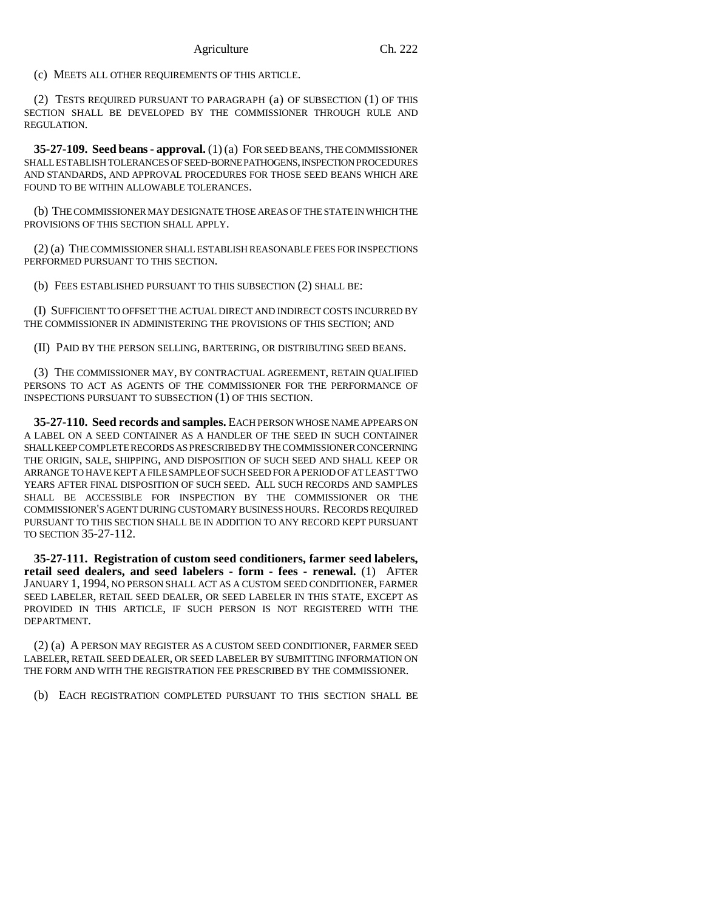(c) MEETS ALL OTHER REQUIREMENTS OF THIS ARTICLE.

(2) TESTS REQUIRED PURSUANT TO PARAGRAPH (a) OF SUBSECTION (1) OF THIS SECTION SHALL BE DEVELOPED BY THE COMMISSIONER THROUGH RULE AND REGULATION.

**35-27-109. Seed beans - approval.** (1) (a) FOR SEED BEANS, THE COMMISSIONER SHALL ESTABLISH TOLERANCES OF SEED-BORNE PATHOGENS, INSPECTION PROCEDURES AND STANDARDS, AND APPROVAL PROCEDURES FOR THOSE SEED BEANS WHICH ARE FOUND TO BE WITHIN ALLOWABLE TOLERANCES.

(b) THE COMMISSIONER MAY DESIGNATE THOSE AREAS OF THE STATE IN WHICH THE PROVISIONS OF THIS SECTION SHALL APPLY.

(2) (a) THE COMMISSIONER SHALL ESTABLISH REASONABLE FEES FOR INSPECTIONS PERFORMED PURSUANT TO THIS SECTION.

(b) FEES ESTABLISHED PURSUANT TO THIS SUBSECTION (2) SHALL BE:

(I) SUFFICIENT TO OFFSET THE ACTUAL DIRECT AND INDIRECT COSTS INCURRED BY THE COMMISSIONER IN ADMINISTERING THE PROVISIONS OF THIS SECTION; AND

(II) PAID BY THE PERSON SELLING, BARTERING, OR DISTRIBUTING SEED BEANS.

(3) THE COMMISSIONER MAY, BY CONTRACTUAL AGREEMENT, RETAIN QUALIFIED PERSONS TO ACT AS AGENTS OF THE COMMISSIONER FOR THE PERFORMANCE OF INSPECTIONS PURSUANT TO SUBSECTION (1) OF THIS SECTION.

**35-27-110. Seed records and samples.** EACH PERSON WHOSE NAME APPEARS ON A LABEL ON A SEED CONTAINER AS A HANDLER OF THE SEED IN SUCH CONTAINER SHALL KEEP COMPLETE RECORDS AS PRESCRIBED BY THE COMMISSIONER CONCERNING THE ORIGIN, SALE, SHIPPING, AND DISPOSITION OF SUCH SEED AND SHALL KEEP OR ARRANGE TO HAVE KEPT A FILE SAMPLE OF SUCH SEED FOR A PERIOD OF AT LEAST TWO YEARS AFTER FINAL DISPOSITION OF SUCH SEED. ALL SUCH RECORDS AND SAMPLES SHALL BE ACCESSIBLE FOR INSPECTION BY THE COMMISSIONER OR THE COMMISSIONER'S AGENT DURING CUSTOMARY BUSINESS HOURS. RECORDS REQUIRED PURSUANT TO THIS SECTION SHALL BE IN ADDITION TO ANY RECORD KEPT PURSUANT TO SECTION 35-27-112.

**35-27-111. Registration of custom seed conditioners, farmer seed labelers, retail seed dealers, and seed labelers - form - fees - renewal.** (1) AFTER JANUARY 1, 1994, NO PERSON SHALL ACT AS A CUSTOM SEED CONDITIONER, FARMER SEED LABELER, RETAIL SEED DEALER, OR SEED LABELER IN THIS STATE, EXCEPT AS PROVIDED IN THIS ARTICLE, IF SUCH PERSON IS NOT REGISTERED WITH THE DEPARTMENT.

(2) (a) A PERSON MAY REGISTER AS A CUSTOM SEED CONDITIONER, FARMER SEED LABELER, RETAIL SEED DEALER, OR SEED LABELER BY SUBMITTING INFORMATION ON THE FORM AND WITH THE REGISTRATION FEE PRESCRIBED BY THE COMMISSIONER.

(b) EACH REGISTRATION COMPLETED PURSUANT TO THIS SECTION SHALL BE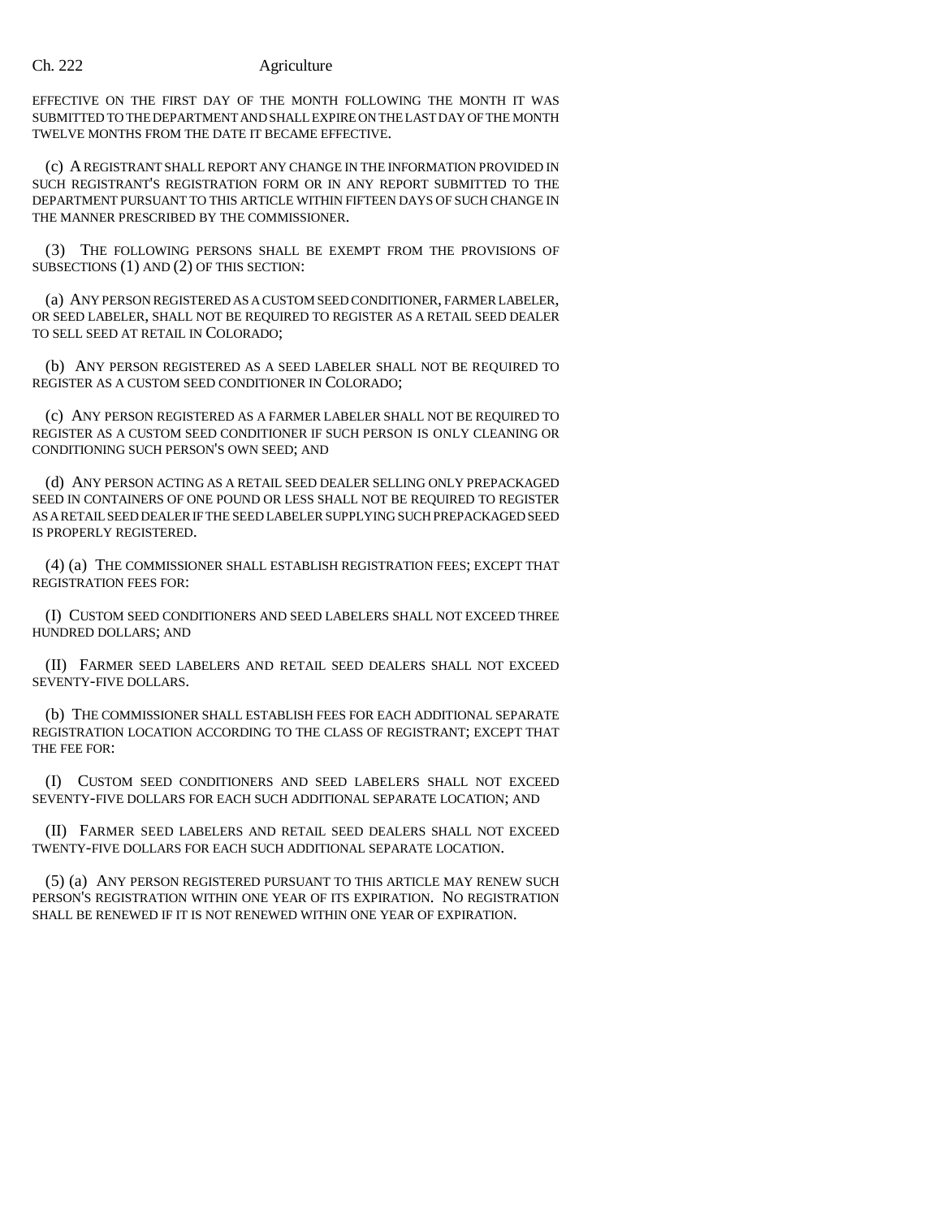EFFECTIVE ON THE FIRST DAY OF THE MONTH FOLLOWING THE MONTH IT WAS SUBMITTED TO THE DEPARTMENT AND SHALL EXPIRE ON THE LAST DAY OF THE MONTH TWELVE MONTHS FROM THE DATE IT BECAME EFFECTIVE.

(c) A REGISTRANT SHALL REPORT ANY CHANGE IN THE INFORMATION PROVIDED IN SUCH REGISTRANT'S REGISTRATION FORM OR IN ANY REPORT SUBMITTED TO THE DEPARTMENT PURSUANT TO THIS ARTICLE WITHIN FIFTEEN DAYS OF SUCH CHANGE IN THE MANNER PRESCRIBED BY THE COMMISSIONER.

(3) THE FOLLOWING PERSONS SHALL BE EXEMPT FROM THE PROVISIONS OF SUBSECTIONS (1) AND (2) OF THIS SECTION:

(a) ANY PERSON REGISTERED AS A CUSTOM SEED CONDITIONER, FARMER LABELER, OR SEED LABELER, SHALL NOT BE REQUIRED TO REGISTER AS A RETAIL SEED DEALER TO SELL SEED AT RETAIL IN COLORADO;

(b) ANY PERSON REGISTERED AS A SEED LABELER SHALL NOT BE REQUIRED TO REGISTER AS A CUSTOM SEED CONDITIONER IN COLORADO;

(c) ANY PERSON REGISTERED AS A FARMER LABELER SHALL NOT BE REQUIRED TO REGISTER AS A CUSTOM SEED CONDITIONER IF SUCH PERSON IS ONLY CLEANING OR CONDITIONING SUCH PERSON'S OWN SEED; AND

(d) ANY PERSON ACTING AS A RETAIL SEED DEALER SELLING ONLY PREPACKAGED SEED IN CONTAINERS OF ONE POUND OR LESS SHALL NOT BE REQUIRED TO REGISTER AS A RETAIL SEED DEALER IF THE SEED LABELER SUPPLYING SUCH PREPACKAGED SEED IS PROPERLY REGISTERED.

(4) (a) THE COMMISSIONER SHALL ESTABLISH REGISTRATION FEES; EXCEPT THAT REGISTRATION FEES FOR:

(I) CUSTOM SEED CONDITIONERS AND SEED LABELERS SHALL NOT EXCEED THREE HUNDRED DOLLARS; AND

(II) FARMER SEED LABELERS AND RETAIL SEED DEALERS SHALL NOT EXCEED SEVENTY-FIVE DOLLARS.

(b) THE COMMISSIONER SHALL ESTABLISH FEES FOR EACH ADDITIONAL SEPARATE REGISTRATION LOCATION ACCORDING TO THE CLASS OF REGISTRANT; EXCEPT THAT THE FEE FOR:

(I) CUSTOM SEED CONDITIONERS AND SEED LABELERS SHALL NOT EXCEED SEVENTY-FIVE DOLLARS FOR EACH SUCH ADDITIONAL SEPARATE LOCATION; AND

(II) FARMER SEED LABELERS AND RETAIL SEED DEALERS SHALL NOT EXCEED TWENTY-FIVE DOLLARS FOR EACH SUCH ADDITIONAL SEPARATE LOCATION.

(5) (a) ANY PERSON REGISTERED PURSUANT TO THIS ARTICLE MAY RENEW SUCH PERSON'S REGISTRATION WITHIN ONE YEAR OF ITS EXPIRATION. NO REGISTRATION SHALL BE RENEWED IF IT IS NOT RENEWED WITHIN ONE YEAR OF EXPIRATION.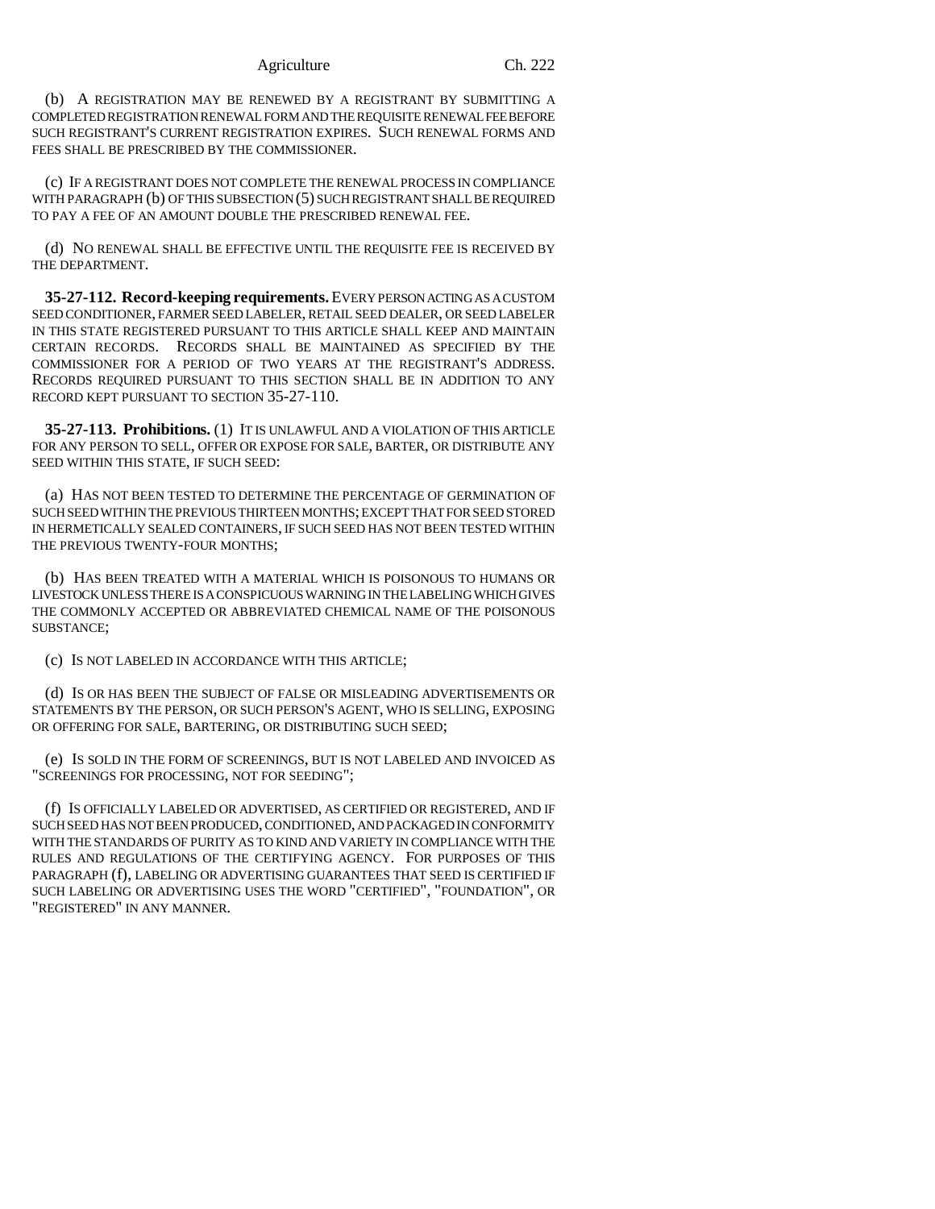(b) A REGISTRATION MAY BE RENEWED BY A REGISTRANT BY SUBMITTING A COMPLETED REGISTRATION RENEWAL FORM AND THE REQUISITE RENEWAL FEE BEFORE SUCH REGISTRANT'S CURRENT REGISTRATION EXPIRES. SUCH RENEWAL FORMS AND FEES SHALL BE PRESCRIBED BY THE COMMISSIONER.

(c) IF A REGISTRANT DOES NOT COMPLETE THE RENEWAL PROCESS IN COMPLIANCE WITH PARAGRAPH (b) OF THIS SUBSECTION (5) SUCH REGISTRANT SHALL BE REQUIRED TO PAY A FEE OF AN AMOUNT DOUBLE THE PRESCRIBED RENEWAL FEE.

(d) NO RENEWAL SHALL BE EFFECTIVE UNTIL THE REQUISITE FEE IS RECEIVED BY THE DEPARTMENT.

**35-27-112. Record-keeping requirements.** EVERY PERSON ACTING AS A CUSTOM SEED CONDITIONER, FARMER SEED LABELER, RETAIL SEED DEALER, OR SEED LABELER IN THIS STATE REGISTERED PURSUANT TO THIS ARTICLE SHALL KEEP AND MAINTAIN CERTAIN RECORDS. RECORDS SHALL BE MAINTAINED AS SPECIFIED BY THE COMMISSIONER FOR A PERIOD OF TWO YEARS AT THE REGISTRANT'S ADDRESS. RECORDS REQUIRED PURSUANT TO THIS SECTION SHALL BE IN ADDITION TO ANY RECORD KEPT PURSUANT TO SECTION 35-27-110.

**35-27-113. Prohibitions.** (1) IT IS UNLAWFUL AND A VIOLATION OF THIS ARTICLE FOR ANY PERSON TO SELL, OFFER OR EXPOSE FOR SALE, BARTER, OR DISTRIBUTE ANY SEED WITHIN THIS STATE, IF SUCH SEED:

(a) HAS NOT BEEN TESTED TO DETERMINE THE PERCENTAGE OF GERMINATION OF SUCH SEED WITHIN THE PREVIOUS THIRTEEN MONTHS; EXCEPT THAT FOR SEED STORED IN HERMETICALLY SEALED CONTAINERS, IF SUCH SEED HAS NOT BEEN TESTED WITHIN THE PREVIOUS TWENTY-FOUR MONTHS;

(b) HAS BEEN TREATED WITH A MATERIAL WHICH IS POISONOUS TO HUMANS OR LIVESTOCK UNLESS THERE IS A CONSPICUOUS WARNING IN THE LABELING WHICH GIVES THE COMMONLY ACCEPTED OR ABBREVIATED CHEMICAL NAME OF THE POISONOUS SUBSTANCE;

(c) IS NOT LABELED IN ACCORDANCE WITH THIS ARTICLE;

(d) IS OR HAS BEEN THE SUBJECT OF FALSE OR MISLEADING ADVERTISEMENTS OR STATEMENTS BY THE PERSON, OR SUCH PERSON'S AGENT, WHO IS SELLING, EXPOSING OR OFFERING FOR SALE, BARTERING, OR DISTRIBUTING SUCH SEED;

(e) IS SOLD IN THE FORM OF SCREENINGS, BUT IS NOT LABELED AND INVOICED AS "SCREENINGS FOR PROCESSING, NOT FOR SEEDING";

(f) IS OFFICIALLY LABELED OR ADVERTISED, AS CERTIFIED OR REGISTERED, AND IF SUCH SEED HAS NOT BEEN PRODUCED, CONDITIONED, AND PACKAGED IN CONFORMITY WITH THE STANDARDS OF PURITY AS TO KIND AND VARIETY IN COMPLIANCE WITH THE RULES AND REGULATIONS OF THE CERTIFYING AGENCY. FOR PURPOSES OF THIS PARAGRAPH (f), LABELING OR ADVERTISING GUARANTEES THAT SEED IS CERTIFIED IF SUCH LABELING OR ADVERTISING USES THE WORD "CERTIFIED", "FOUNDATION", OR "REGISTERED" IN ANY MANNER.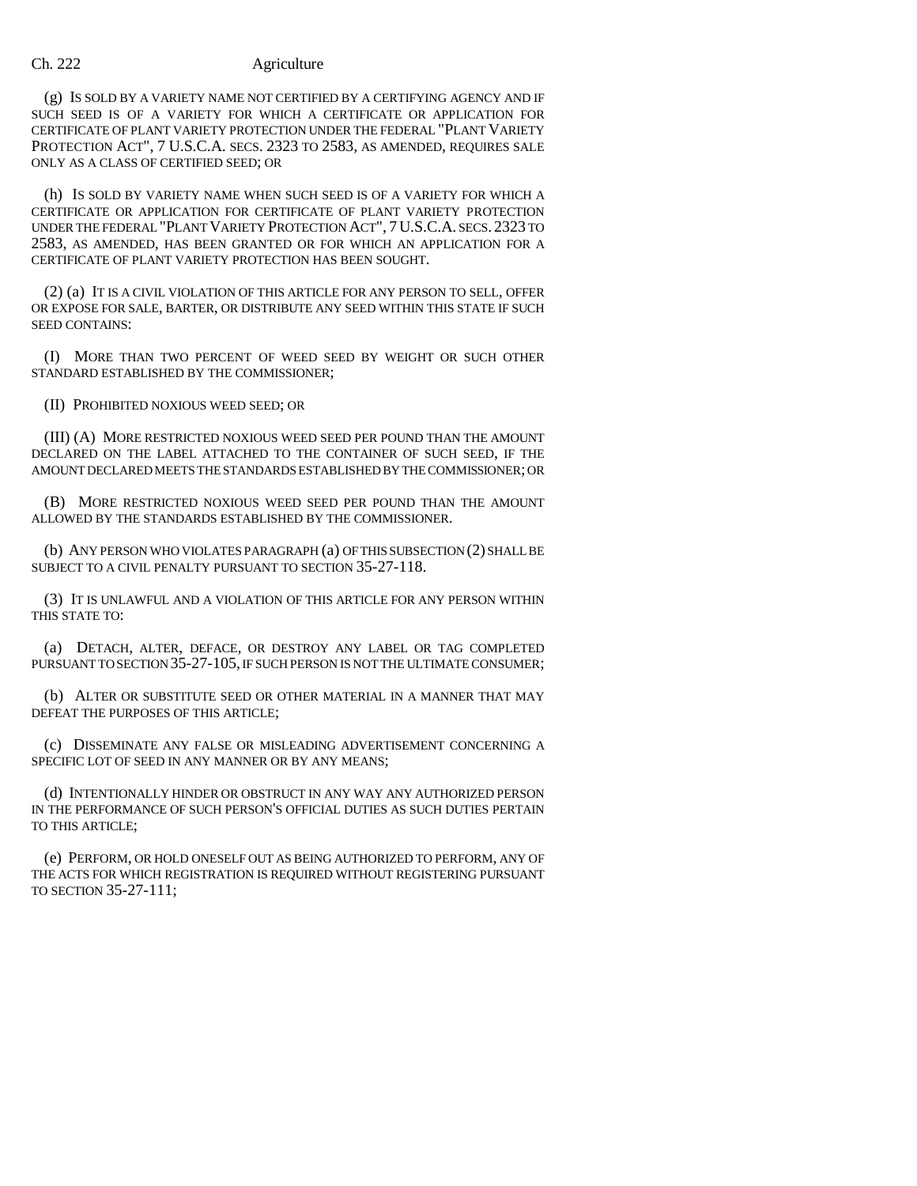(g) IS SOLD BY A VARIETY NAME NOT CERTIFIED BY A CERTIFYING AGENCY AND IF SUCH SEED IS OF A VARIETY FOR WHICH A CERTIFICATE OR APPLICATION FOR CERTIFICATE OF PLANT VARIETY PROTECTION UNDER THE FEDERAL "PLANT VARIETY PROTECTION ACT", 7 U.S.C.A. SECS. 2323 TO 2583, AS AMENDED, REQUIRES SALE ONLY AS A CLASS OF CERTIFIED SEED; OR

(h) IS SOLD BY VARIETY NAME WHEN SUCH SEED IS OF A VARIETY FOR WHICH A CERTIFICATE OR APPLICATION FOR CERTIFICATE OF PLANT VARIETY PROTECTION UNDER THE FEDERAL "PLANT VARIETY PROTECTION ACT", 7 U.S.C.A. SECS. 2323 TO 2583, AS AMENDED, HAS BEEN GRANTED OR FOR WHICH AN APPLICATION FOR A CERTIFICATE OF PLANT VARIETY PROTECTION HAS BEEN SOUGHT.

(2) (a) IT IS A CIVIL VIOLATION OF THIS ARTICLE FOR ANY PERSON TO SELL, OFFER OR EXPOSE FOR SALE, BARTER, OR DISTRIBUTE ANY SEED WITHIN THIS STATE IF SUCH SEED CONTAINS:

(I) MORE THAN TWO PERCENT OF WEED SEED BY WEIGHT OR SUCH OTHER STANDARD ESTABLISHED BY THE COMMISSIONER;

(II) PROHIBITED NOXIOUS WEED SEED; OR

(III) (A) MORE RESTRICTED NOXIOUS WEED SEED PER POUND THAN THE AMOUNT DECLARED ON THE LABEL ATTACHED TO THE CONTAINER OF SUCH SEED, IF THE AMOUNT DECLARED MEETS THE STANDARDS ESTABLISHED BY THE COMMISSIONER; OR

(B) MORE RESTRICTED NOXIOUS WEED SEED PER POUND THAN THE AMOUNT ALLOWED BY THE STANDARDS ESTABLISHED BY THE COMMISSIONER.

(b) ANY PERSON WHO VIOLATES PARAGRAPH (a) OF THIS SUBSECTION (2) SHALL BE SUBJECT TO A CIVIL PENALTY PURSUANT TO SECTION 35-27-118.

(3) IT IS UNLAWFUL AND A VIOLATION OF THIS ARTICLE FOR ANY PERSON WITHIN THIS STATE TO:

(a) DETACH, ALTER, DEFACE, OR DESTROY ANY LABEL OR TAG COMPLETED PURSUANT TO SECTION 35-27-105, IF SUCH PERSON IS NOT THE ULTIMATE CONSUMER;

(b) ALTER OR SUBSTITUTE SEED OR OTHER MATERIAL IN A MANNER THAT MAY DEFEAT THE PURPOSES OF THIS ARTICLE;

(c) DISSEMINATE ANY FALSE OR MISLEADING ADVERTISEMENT CONCERNING A SPECIFIC LOT OF SEED IN ANY MANNER OR BY ANY MEANS;

(d) INTENTIONALLY HINDER OR OBSTRUCT IN ANY WAY ANY AUTHORIZED PERSON IN THE PERFORMANCE OF SUCH PERSON'S OFFICIAL DUTIES AS SUCH DUTIES PERTAIN TO THIS ARTICLE;

(e) PERFORM, OR HOLD ONESELF OUT AS BEING AUTHORIZED TO PERFORM, ANY OF THE ACTS FOR WHICH REGISTRATION IS REQUIRED WITHOUT REGISTERING PURSUANT TO SECTION 35-27-111;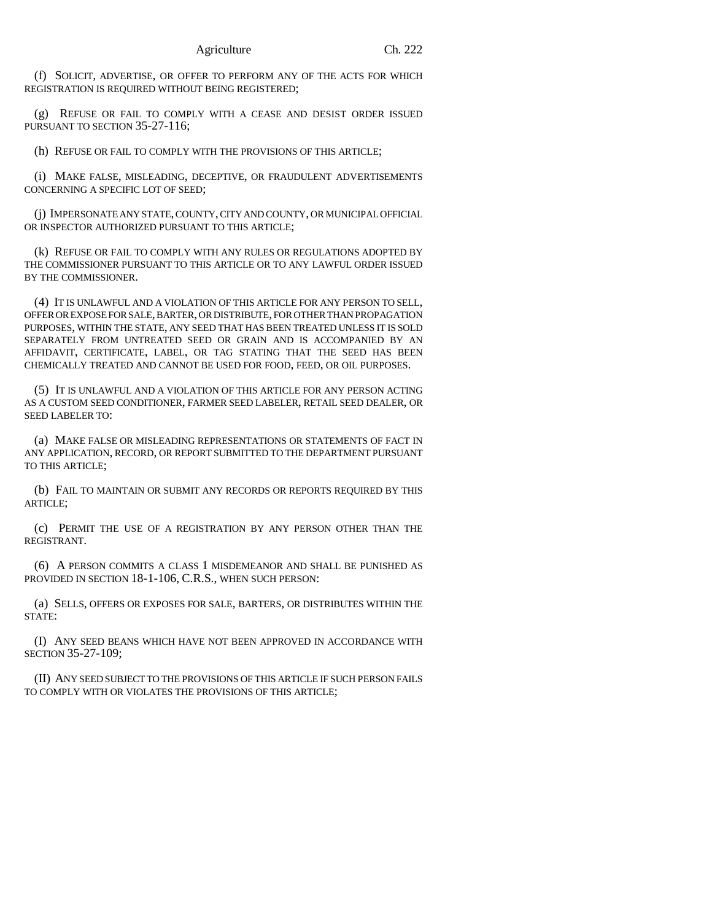(f) SOLICIT, ADVERTISE, OR OFFER TO PERFORM ANY OF THE ACTS FOR WHICH REGISTRATION IS REQUIRED WITHOUT BEING REGISTERED;

(g) REFUSE OR FAIL TO COMPLY WITH A CEASE AND DESIST ORDER ISSUED PURSUANT TO SECTION 35-27-116;

(h) REFUSE OR FAIL TO COMPLY WITH THE PROVISIONS OF THIS ARTICLE;

(i) MAKE FALSE, MISLEADING, DECEPTIVE, OR FRAUDULENT ADVERTISEMENTS CONCERNING A SPECIFIC LOT OF SEED;

(j) IMPERSONATE ANY STATE, COUNTY, CITY AND COUNTY, OR MUNICIPAL OFFICIAL OR INSPECTOR AUTHORIZED PURSUANT TO THIS ARTICLE;

(k) REFUSE OR FAIL TO COMPLY WITH ANY RULES OR REGULATIONS ADOPTED BY THE COMMISSIONER PURSUANT TO THIS ARTICLE OR TO ANY LAWFUL ORDER ISSUED BY THE COMMISSIONER.

(4) IT IS UNLAWFUL AND A VIOLATION OF THIS ARTICLE FOR ANY PERSON TO SELL, OFFER OR EXPOSE FOR SALE, BARTER, OR DISTRIBUTE, FOR OTHER THAN PROPAGATION PURPOSES, WITHIN THE STATE, ANY SEED THAT HAS BEEN TREATED UNLESS IT IS SOLD SEPARATELY FROM UNTREATED SEED OR GRAIN AND IS ACCOMPANIED BY AN AFFIDAVIT, CERTIFICATE, LABEL, OR TAG STATING THAT THE SEED HAS BEEN CHEMICALLY TREATED AND CANNOT BE USED FOR FOOD, FEED, OR OIL PURPOSES.

(5) IT IS UNLAWFUL AND A VIOLATION OF THIS ARTICLE FOR ANY PERSON ACTING AS A CUSTOM SEED CONDITIONER, FARMER SEED LABELER, RETAIL SEED DEALER, OR SEED LABELER TO:

(a) MAKE FALSE OR MISLEADING REPRESENTATIONS OR STATEMENTS OF FACT IN ANY APPLICATION, RECORD, OR REPORT SUBMITTED TO THE DEPARTMENT PURSUANT TO THIS ARTICLE;

(b) FAIL TO MAINTAIN OR SUBMIT ANY RECORDS OR REPORTS REQUIRED BY THIS ARTICLE;

(c) PERMIT THE USE OF A REGISTRATION BY ANY PERSON OTHER THAN THE REGISTRANT.

(6) A PERSON COMMITS A CLASS 1 MISDEMEANOR AND SHALL BE PUNISHED AS PROVIDED IN SECTION 18-1-106, C.R.S., WHEN SUCH PERSON:

(a) SELLS, OFFERS OR EXPOSES FOR SALE, BARTERS, OR DISTRIBUTES WITHIN THE STATE:

(I) ANY SEED BEANS WHICH HAVE NOT BEEN APPROVED IN ACCORDANCE WITH SECTION 35-27-109;

(II) ANY SEED SUBJECT TO THE PROVISIONS OF THIS ARTICLE IF SUCH PERSON FAILS TO COMPLY WITH OR VIOLATES THE PROVISIONS OF THIS ARTICLE;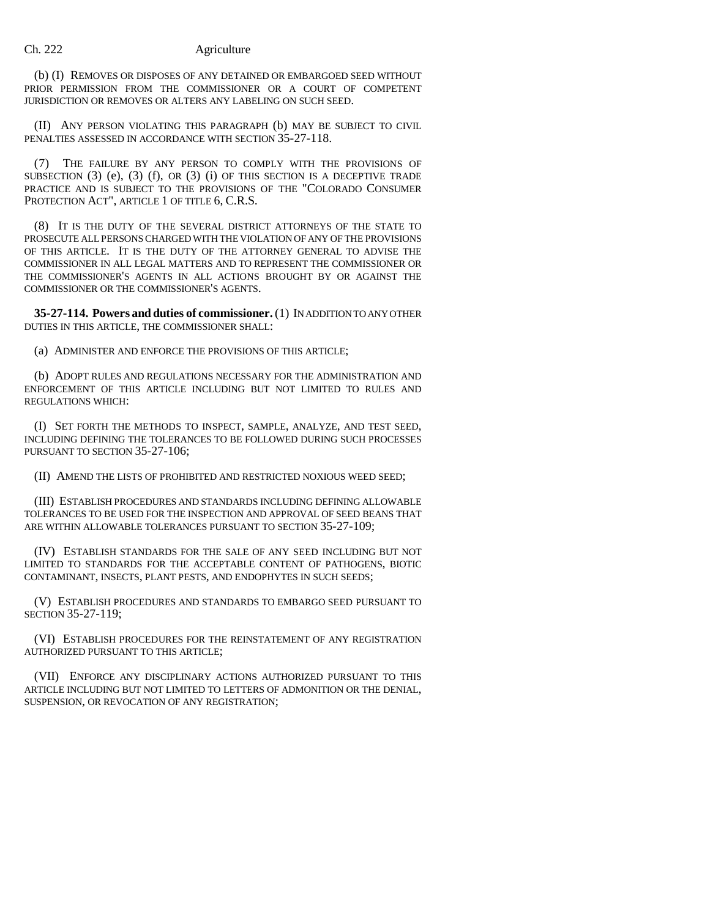(b) (I) REMOVES OR DISPOSES OF ANY DETAINED OR EMBARGOED SEED WITHOUT PRIOR PERMISSION FROM THE COMMISSIONER OR A COURT OF COMPETENT JURISDICTION OR REMOVES OR ALTERS ANY LABELING ON SUCH SEED.

(II) ANY PERSON VIOLATING THIS PARAGRAPH (b) MAY BE SUBJECT TO CIVIL PENALTIES ASSESSED IN ACCORDANCE WITH SECTION 35-27-118.

(7) THE FAILURE BY ANY PERSON TO COMPLY WITH THE PROVISIONS OF SUBSECTION (3) (e), (3) (f), OR (3) (i) OF THIS SECTION IS A DECEPTIVE TRADE PRACTICE AND IS SUBJECT TO THE PROVISIONS OF THE "COLORADO CONSUMER PROTECTION ACT", ARTICLE 1 OF TITLE 6, C.R.S.

(8) IT IS THE DUTY OF THE SEVERAL DISTRICT ATTORNEYS OF THE STATE TO PROSECUTE ALL PERSONS CHARGED WITH THE VIOLATION OF ANY OF THE PROVISIONS OF THIS ARTICLE. IT IS THE DUTY OF THE ATTORNEY GENERAL TO ADVISE THE COMMISSIONER IN ALL LEGAL MATTERS AND TO REPRESENT THE COMMISSIONER OR THE COMMISSIONER'S AGENTS IN ALL ACTIONS BROUGHT BY OR AGAINST THE COMMISSIONER OR THE COMMISSIONER'S AGENTS.

**35-27-114. Powers and duties of commissioner.** (1) IN ADDITION TO ANY OTHER DUTIES IN THIS ARTICLE, THE COMMISSIONER SHALL:

(a) ADMINISTER AND ENFORCE THE PROVISIONS OF THIS ARTICLE;

(b) ADOPT RULES AND REGULATIONS NECESSARY FOR THE ADMINISTRATION AND ENFORCEMENT OF THIS ARTICLE INCLUDING BUT NOT LIMITED TO RULES AND REGULATIONS WHICH:

(I) SET FORTH THE METHODS TO INSPECT, SAMPLE, ANALYZE, AND TEST SEED, INCLUDING DEFINING THE TOLERANCES TO BE FOLLOWED DURING SUCH PROCESSES PURSUANT TO SECTION 35-27-106;

(II) AMEND THE LISTS OF PROHIBITED AND RESTRICTED NOXIOUS WEED SEED;

(III) ESTABLISH PROCEDURES AND STANDARDS INCLUDING DEFINING ALLOWABLE TOLERANCES TO BE USED FOR THE INSPECTION AND APPROVAL OF SEED BEANS THAT ARE WITHIN ALLOWABLE TOLERANCES PURSUANT TO SECTION 35-27-109;

(IV) ESTABLISH STANDARDS FOR THE SALE OF ANY SEED INCLUDING BUT NOT LIMITED TO STANDARDS FOR THE ACCEPTABLE CONTENT OF PATHOGENS, BIOTIC CONTAMINANT, INSECTS, PLANT PESTS, AND ENDOPHYTES IN SUCH SEEDS;

(V) ESTABLISH PROCEDURES AND STANDARDS TO EMBARGO SEED PURSUANT TO SECTION 35-27-119;

(VI) ESTABLISH PROCEDURES FOR THE REINSTATEMENT OF ANY REGISTRATION AUTHORIZED PURSUANT TO THIS ARTICLE;

(VII) ENFORCE ANY DISCIPLINARY ACTIONS AUTHORIZED PURSUANT TO THIS ARTICLE INCLUDING BUT NOT LIMITED TO LETTERS OF ADMONITION OR THE DENIAL, SUSPENSION, OR REVOCATION OF ANY REGISTRATION;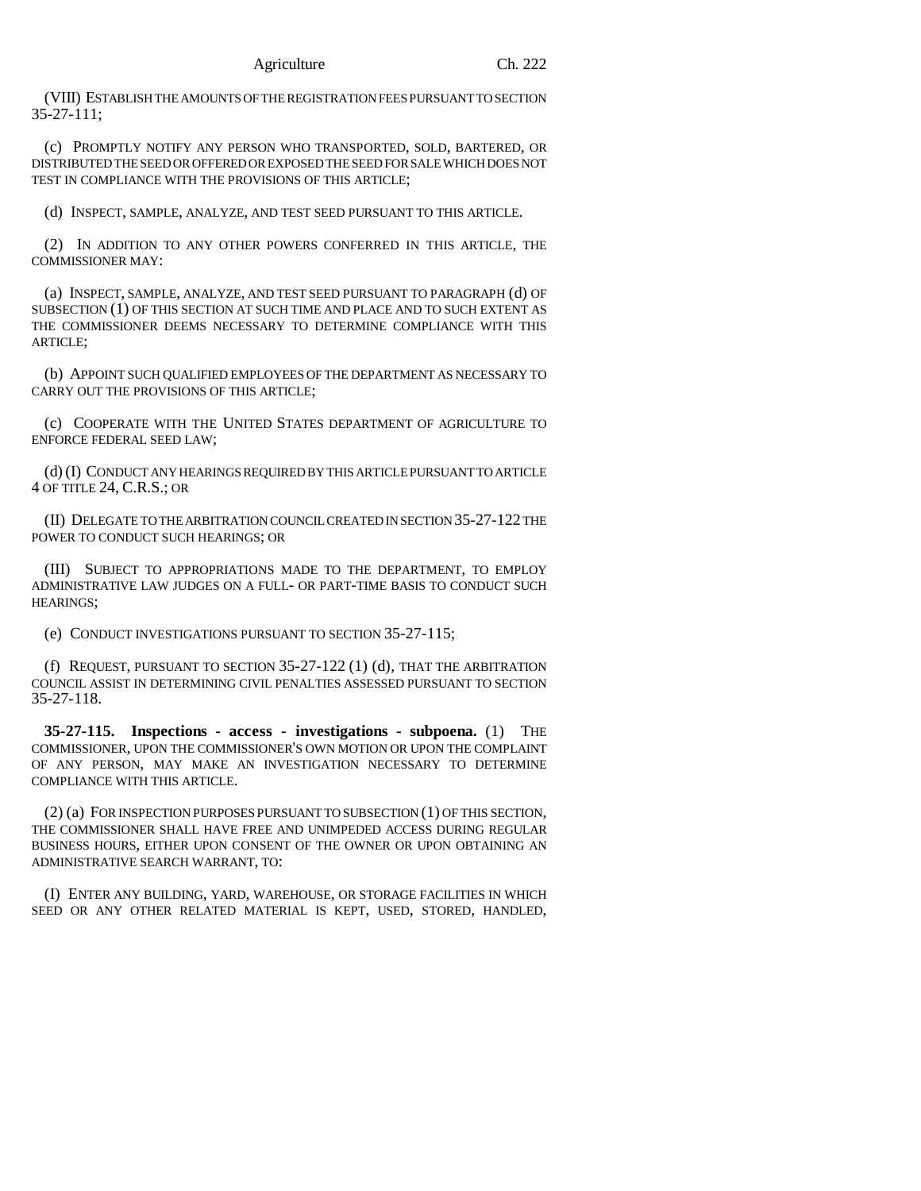(VIII) ESTABLISH THE AMOUNTS OF THE REGISTRATION FEES PURSUANT TO SECTION 35-27-111;

(c) PROMPTLY NOTIFY ANY PERSON WHO TRANSPORTED, SOLD, BARTERED, OR DISTRIBUTED THE SEED OR OFFERED OR EXPOSED THE SEED FOR SALE WHICH DOES NOT TEST IN COMPLIANCE WITH THE PROVISIONS OF THIS ARTICLE;

(d) INSPECT, SAMPLE, ANALYZE, AND TEST SEED PURSUANT TO THIS ARTICLE.

(2) IN ADDITION TO ANY OTHER POWERS CONFERRED IN THIS ARTICLE, THE COMMISSIONER MAY:

(a) INSPECT, SAMPLE, ANALYZE, AND TEST SEED PURSUANT TO PARAGRAPH (d) OF SUBSECTION (1) OF THIS SECTION AT SUCH TIME AND PLACE AND TO SUCH EXTENT AS THE COMMISSIONER DEEMS NECESSARY TO DETERMINE COMPLIANCE WITH THIS ARTICLE;

(b) APPOINT SUCH QUALIFIED EMPLOYEES OF THE DEPARTMENT AS NECESSARY TO CARRY OUT THE PROVISIONS OF THIS ARTICLE;

(c) COOPERATE WITH THE UNITED STATES DEPARTMENT OF AGRICULTURE TO ENFORCE FEDERAL SEED LAW;

(d) (I) CONDUCT ANY HEARINGS REQUIRED BY THIS ARTICLE PURSUANT TO ARTICLE 4 OF TITLE 24, C.R.S.; OR

(II) DELEGATE TO THE ARBITRATION COUNCIL CREATED IN SECTION 35-27-122 THE POWER TO CONDUCT SUCH HEARINGS; OR

(III) SUBJECT TO APPROPRIATIONS MADE TO THE DEPARTMENT, TO EMPLOY ADMINISTRATIVE LAW JUDGES ON A FULL- OR PART-TIME BASIS TO CONDUCT SUCH HEARINGS;

(e) CONDUCT INVESTIGATIONS PURSUANT TO SECTION 35-27-115;

(f) REQUEST, PURSUANT TO SECTION 35-27-122 (1) (d), THAT THE ARBITRATION COUNCIL ASSIST IN DETERMINING CIVIL PENALTIES ASSESSED PURSUANT TO SECTION 35-27-118.

**35-27-115. Inspections - access - investigations - subpoena.** (1) THE COMMISSIONER, UPON THE COMMISSIONER'S OWN MOTION OR UPON THE COMPLAINT OF ANY PERSON, MAY MAKE AN INVESTIGATION NECESSARY TO DETERMINE COMPLIANCE WITH THIS ARTICLE.

(2) (a) FOR INSPECTION PURPOSES PURSUANT TO SUBSECTION (1) OF THIS SECTION, THE COMMISSIONER SHALL HAVE FREE AND UNIMPEDED ACCESS DURING REGULAR BUSINESS HOURS, EITHER UPON CONSENT OF THE OWNER OR UPON OBTAINING AN ADMINISTRATIVE SEARCH WARRANT, TO:

(I) ENTER ANY BUILDING, YARD, WAREHOUSE, OR STORAGE FACILITIES IN WHICH SEED OR ANY OTHER RELATED MATERIAL IS KEPT, USED, STORED, HANDLED,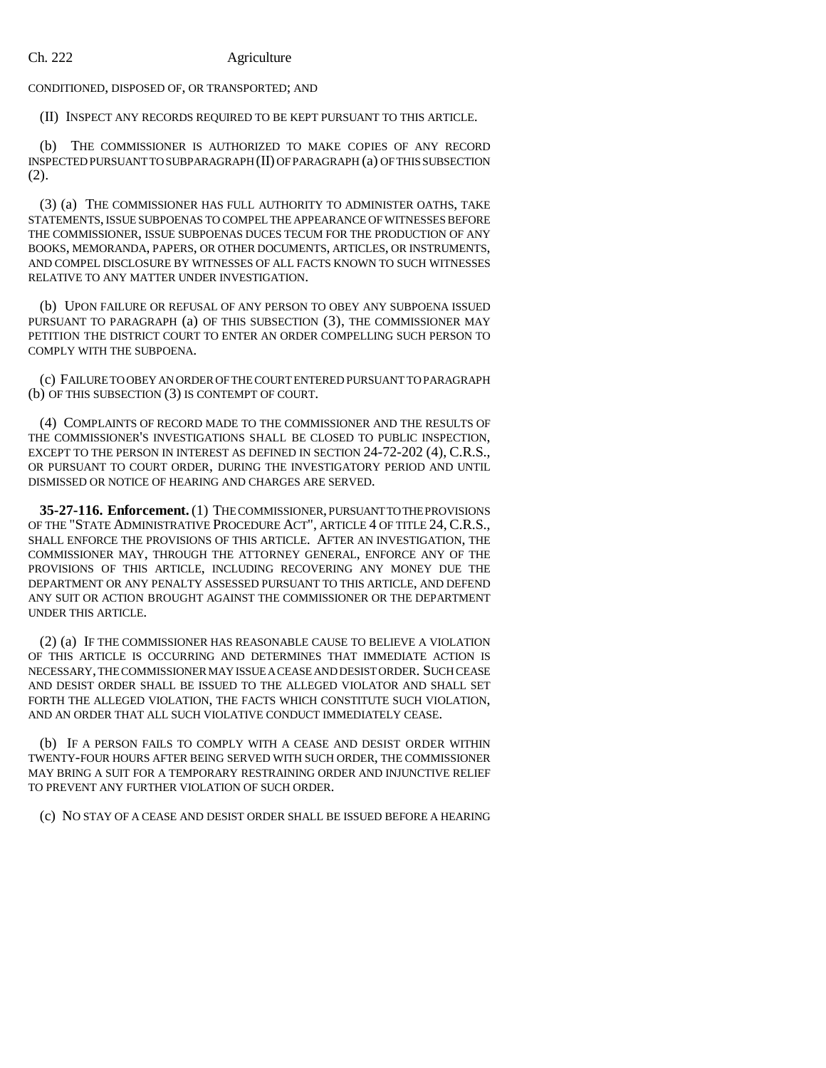CONDITIONED, DISPOSED OF, OR TRANSPORTED; AND

(II) INSPECT ANY RECORDS REQUIRED TO BE KEPT PURSUANT TO THIS ARTICLE.

(b) THE COMMISSIONER IS AUTHORIZED TO MAKE COPIES OF ANY RECORD INSPECTED PURSUANT TO SUBPARAGRAPH (II) OF PARAGRAPH (a) OF THIS SUBSECTION (2).

(3) (a) THE COMMISSIONER HAS FULL AUTHORITY TO ADMINISTER OATHS, TAKE STATEMENTS, ISSUE SUBPOENAS TO COMPEL THE APPEARANCE OF WITNESSES BEFORE THE COMMISSIONER, ISSUE SUBPOENAS DUCES TECUM FOR THE PRODUCTION OF ANY BOOKS, MEMORANDA, PAPERS, OR OTHER DOCUMENTS, ARTICLES, OR INSTRUMENTS, AND COMPEL DISCLOSURE BY WITNESSES OF ALL FACTS KNOWN TO SUCH WITNESSES RELATIVE TO ANY MATTER UNDER INVESTIGATION.

(b) UPON FAILURE OR REFUSAL OF ANY PERSON TO OBEY ANY SUBPOENA ISSUED PURSUANT TO PARAGRAPH (a) OF THIS SUBSECTION (3), THE COMMISSIONER MAY PETITION THE DISTRICT COURT TO ENTER AN ORDER COMPELLING SUCH PERSON TO COMPLY WITH THE SUBPOENA.

(c) FAILURE TO OBEY AN ORDER OF THE COURT ENTERED PURSUANT TO PARAGRAPH (b) OF THIS SUBSECTION (3) IS CONTEMPT OF COURT.

(4) COMPLAINTS OF RECORD MADE TO THE COMMISSIONER AND THE RESULTS OF THE COMMISSIONER'S INVESTIGATIONS SHALL BE CLOSED TO PUBLIC INSPECTION, EXCEPT TO THE PERSON IN INTEREST AS DEFINED IN SECTION 24-72-202 (4), C.R.S., OR PURSUANT TO COURT ORDER, DURING THE INVESTIGATORY PERIOD AND UNTIL DISMISSED OR NOTICE OF HEARING AND CHARGES ARE SERVED.

**35-27-116. Enforcement.** (1) THE COMMISSIONER, PURSUANT TO THE PROVISIONS OF THE "STATE ADMINISTRATIVE PROCEDURE ACT", ARTICLE 4 OF TITLE 24, C.R.S., SHALL ENFORCE THE PROVISIONS OF THIS ARTICLE. AFTER AN INVESTIGATION, THE COMMISSIONER MAY, THROUGH THE ATTORNEY GENERAL, ENFORCE ANY OF THE PROVISIONS OF THIS ARTICLE, INCLUDING RECOVERING ANY MONEY DUE THE DEPARTMENT OR ANY PENALTY ASSESSED PURSUANT TO THIS ARTICLE, AND DEFEND ANY SUIT OR ACTION BROUGHT AGAINST THE COMMISSIONER OR THE DEPARTMENT UNDER THIS ARTICLE.

(2) (a) IF THE COMMISSIONER HAS REASONABLE CAUSE TO BELIEVE A VIOLATION OF THIS ARTICLE IS OCCURRING AND DETERMINES THAT IMMEDIATE ACTION IS NECESSARY, THE COMMISSIONER MAY ISSUE A CEASE AND DESIST ORDER. SUCH CEASE AND DESIST ORDER SHALL BE ISSUED TO THE ALLEGED VIOLATOR AND SHALL SET FORTH THE ALLEGED VIOLATION, THE FACTS WHICH CONSTITUTE SUCH VIOLATION, AND AN ORDER THAT ALL SUCH VIOLATIVE CONDUCT IMMEDIATELY CEASE.

(b) IF A PERSON FAILS TO COMPLY WITH A CEASE AND DESIST ORDER WITHIN TWENTY-FOUR HOURS AFTER BEING SERVED WITH SUCH ORDER, THE COMMISSIONER MAY BRING A SUIT FOR A TEMPORARY RESTRAINING ORDER AND INJUNCTIVE RELIEF TO PREVENT ANY FURTHER VIOLATION OF SUCH ORDER.

(c) NO STAY OF A CEASE AND DESIST ORDER SHALL BE ISSUED BEFORE A HEARING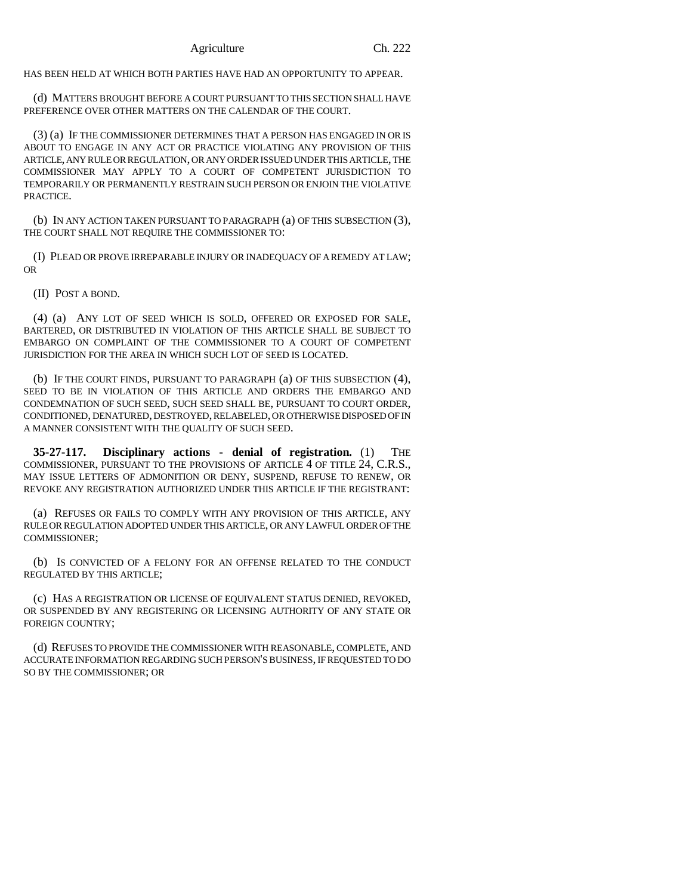HAS BEEN HELD AT WHICH BOTH PARTIES HAVE HAD AN OPPORTUNITY TO APPEAR.

(d) MATTERS BROUGHT BEFORE A COURT PURSUANT TO THIS SECTION SHALL HAVE PREFERENCE OVER OTHER MATTERS ON THE CALENDAR OF THE COURT.

(3) (a) IF THE COMMISSIONER DETERMINES THAT A PERSON HAS ENGAGED IN OR IS ABOUT TO ENGAGE IN ANY ACT OR PRACTICE VIOLATING ANY PROVISION OF THIS ARTICLE, ANY RULE OR REGULATION, OR ANY ORDER ISSUED UNDER THIS ARTICLE, THE COMMISSIONER MAY APPLY TO A COURT OF COMPETENT JURISDICTION TO TEMPORARILY OR PERMANENTLY RESTRAIN SUCH PERSON OR ENJOIN THE VIOLATIVE PRACTICE.

(b) IN ANY ACTION TAKEN PURSUANT TO PARAGRAPH (a) OF THIS SUBSECTION (3), THE COURT SHALL NOT REQUIRE THE COMMISSIONER TO:

(I) PLEAD OR PROVE IRREPARABLE INJURY OR INADEQUACY OF A REMEDY AT LAW; OR

(II) POST A BOND.

(4) (a) ANY LOT OF SEED WHICH IS SOLD, OFFERED OR EXPOSED FOR SALE, BARTERED, OR DISTRIBUTED IN VIOLATION OF THIS ARTICLE SHALL BE SUBJECT TO EMBARGO ON COMPLAINT OF THE COMMISSIONER TO A COURT OF COMPETENT JURISDICTION FOR THE AREA IN WHICH SUCH LOT OF SEED IS LOCATED.

(b) IF THE COURT FINDS, PURSUANT TO PARAGRAPH (a) OF THIS SUBSECTION (4), SEED TO BE IN VIOLATION OF THIS ARTICLE AND ORDERS THE EMBARGO AND CONDEMNATION OF SUCH SEED, SUCH SEED SHALL BE, PURSUANT TO COURT ORDER, CONDITIONED, DENATURED, DESTROYED, RELABELED, OR OTHERWISE DISPOSED OF IN A MANNER CONSISTENT WITH THE QUALITY OF SUCH SEED.

**35-27-117. Disciplinary actions - denial of registration.** (1) THE COMMISSIONER, PURSUANT TO THE PROVISIONS OF ARTICLE 4 OF TITLE 24, C.R.S., MAY ISSUE LETTERS OF ADMONITION OR DENY, SUSPEND, REFUSE TO RENEW, OR REVOKE ANY REGISTRATION AUTHORIZED UNDER THIS ARTICLE IF THE REGISTRANT:

(a) REFUSES OR FAILS TO COMPLY WITH ANY PROVISION OF THIS ARTICLE, ANY RULE OR REGULATION ADOPTED UNDER THIS ARTICLE, OR ANY LAWFUL ORDER OF THE COMMISSIONER;

(b) IS CONVICTED OF A FELONY FOR AN OFFENSE RELATED TO THE CONDUCT REGULATED BY THIS ARTICLE;

(c) HAS A REGISTRATION OR LICENSE OF EQUIVALENT STATUS DENIED, REVOKED, OR SUSPENDED BY ANY REGISTERING OR LICENSING AUTHORITY OF ANY STATE OR FOREIGN COUNTRY;

(d) REFUSES TO PROVIDE THE COMMISSIONER WITH REASONABLE, COMPLETE, AND ACCURATE INFORMATION REGARDING SUCH PERSON'S BUSINESS, IF REQUESTED TO DO SO BY THE COMMISSIONER; OR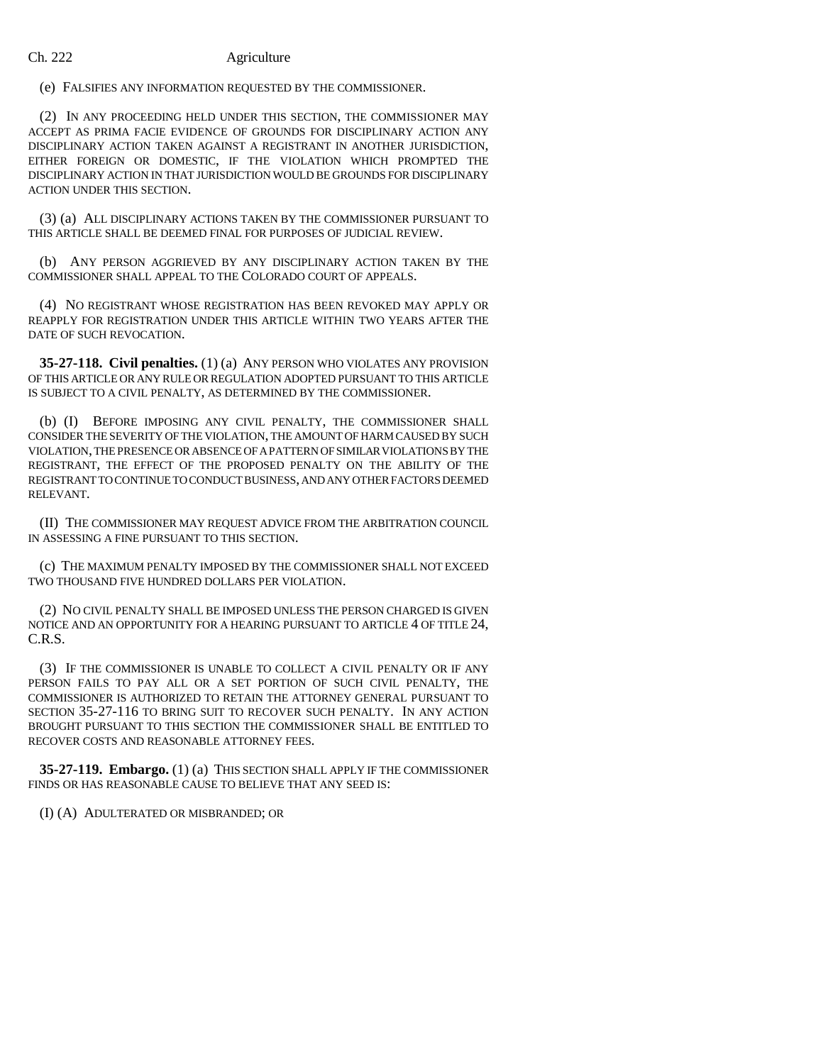(e) FALSIFIES ANY INFORMATION REQUESTED BY THE COMMISSIONER.

(2) IN ANY PROCEEDING HELD UNDER THIS SECTION, THE COMMISSIONER MAY ACCEPT AS PRIMA FACIE EVIDENCE OF GROUNDS FOR DISCIPLINARY ACTION ANY DISCIPLINARY ACTION TAKEN AGAINST A REGISTRANT IN ANOTHER JURISDICTION, EITHER FOREIGN OR DOMESTIC, IF THE VIOLATION WHICH PROMPTED THE DISCIPLINARY ACTION IN THAT JURISDICTION WOULD BE GROUNDS FOR DISCIPLINARY ACTION UNDER THIS SECTION.

(3) (a) ALL DISCIPLINARY ACTIONS TAKEN BY THE COMMISSIONER PURSUANT TO THIS ARTICLE SHALL BE DEEMED FINAL FOR PURPOSES OF JUDICIAL REVIEW.

(b) ANY PERSON AGGRIEVED BY ANY DISCIPLINARY ACTION TAKEN BY THE COMMISSIONER SHALL APPEAL TO THE COLORADO COURT OF APPEALS.

(4) NO REGISTRANT WHOSE REGISTRATION HAS BEEN REVOKED MAY APPLY OR REAPPLY FOR REGISTRATION UNDER THIS ARTICLE WITHIN TWO YEARS AFTER THE DATE OF SUCH REVOCATION.

**35-27-118. Civil penalties.** (1) (a) ANY PERSON WHO VIOLATES ANY PROVISION OF THIS ARTICLE OR ANY RULE OR REGULATION ADOPTED PURSUANT TO THIS ARTICLE IS SUBJECT TO A CIVIL PENALTY, AS DETERMINED BY THE COMMISSIONER.

(b) (I) BEFORE IMPOSING ANY CIVIL PENALTY, THE COMMISSIONER SHALL CONSIDER THE SEVERITY OF THE VIOLATION, THE AMOUNT OF HARM CAUSED BY SUCH VIOLATION, THE PRESENCE OR ABSENCE OF A PATTERN OF SIMILAR VIOLATIONS BY THE REGISTRANT, THE EFFECT OF THE PROPOSED PENALTY ON THE ABILITY OF THE REGISTRANT TO CONTINUE TO CONDUCT BUSINESS, AND ANY OTHER FACTORS DEEMED RELEVANT.

(II) THE COMMISSIONER MAY REQUEST ADVICE FROM THE ARBITRATION COUNCIL IN ASSESSING A FINE PURSUANT TO THIS SECTION.

(c) THE MAXIMUM PENALTY IMPOSED BY THE COMMISSIONER SHALL NOT EXCEED TWO THOUSAND FIVE HUNDRED DOLLARS PER VIOLATION.

(2) NO CIVIL PENALTY SHALL BE IMPOSED UNLESS THE PERSON CHARGED IS GIVEN NOTICE AND AN OPPORTUNITY FOR A HEARING PURSUANT TO ARTICLE 4 OF TITLE 24, C.R.S.

(3) IF THE COMMISSIONER IS UNABLE TO COLLECT A CIVIL PENALTY OR IF ANY PERSON FAILS TO PAY ALL OR A SET PORTION OF SUCH CIVIL PENALTY, THE COMMISSIONER IS AUTHORIZED TO RETAIN THE ATTORNEY GENERAL PURSUANT TO SECTION 35-27-116 TO BRING SUIT TO RECOVER SUCH PENALTY. IN ANY ACTION BROUGHT PURSUANT TO THIS SECTION THE COMMISSIONER SHALL BE ENTITLED TO RECOVER COSTS AND REASONABLE ATTORNEY FEES.

**35-27-119. Embargo.** (1) (a) THIS SECTION SHALL APPLY IF THE COMMISSIONER FINDS OR HAS REASONABLE CAUSE TO BELIEVE THAT ANY SEED IS:

(I) (A) ADULTERATED OR MISBRANDED; OR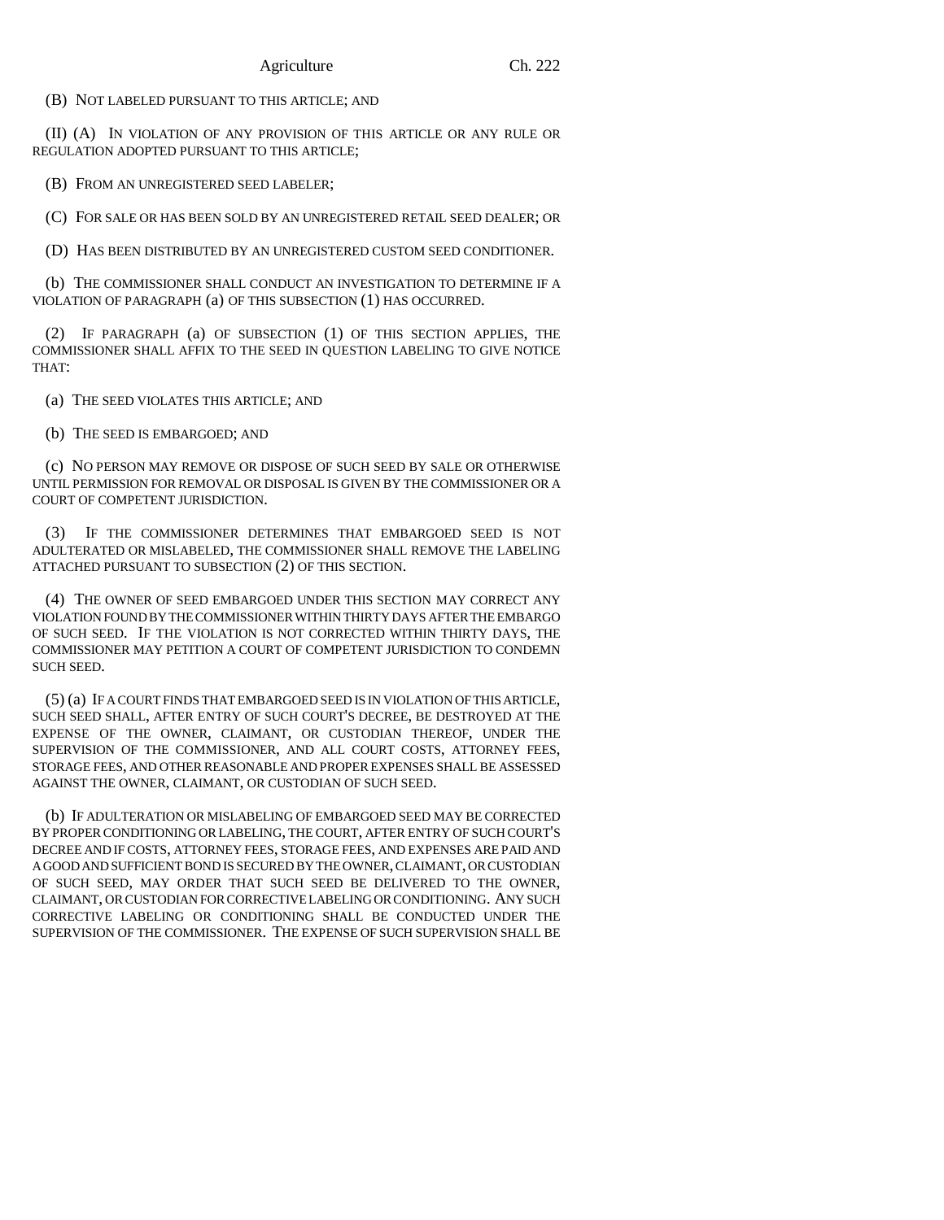(B) NOT LABELED PURSUANT TO THIS ARTICLE; AND

(II) (A) IN VIOLATION OF ANY PROVISION OF THIS ARTICLE OR ANY RULE OR REGULATION ADOPTED PURSUANT TO THIS ARTICLE;

(B) FROM AN UNREGISTERED SEED LABELER;

(C) FOR SALE OR HAS BEEN SOLD BY AN UNREGISTERED RETAIL SEED DEALER; OR

(D) HAS BEEN DISTRIBUTED BY AN UNREGISTERED CUSTOM SEED CONDITIONER.

(b) THE COMMISSIONER SHALL CONDUCT AN INVESTIGATION TO DETERMINE IF A VIOLATION OF PARAGRAPH (a) OF THIS SUBSECTION (1) HAS OCCURRED.

(2) IF PARAGRAPH (a) OF SUBSECTION (1) OF THIS SECTION APPLIES, THE COMMISSIONER SHALL AFFIX TO THE SEED IN QUESTION LABELING TO GIVE NOTICE THAT:

(a) THE SEED VIOLATES THIS ARTICLE; AND

(b) THE SEED IS EMBARGOED; AND

(c) NO PERSON MAY REMOVE OR DISPOSE OF SUCH SEED BY SALE OR OTHERWISE UNTIL PERMISSION FOR REMOVAL OR DISPOSAL IS GIVEN BY THE COMMISSIONER OR A COURT OF COMPETENT JURISDICTION.

(3) IF THE COMMISSIONER DETERMINES THAT EMBARGOED SEED IS NOT ADULTERATED OR MISLABELED, THE COMMISSIONER SHALL REMOVE THE LABELING ATTACHED PURSUANT TO SUBSECTION (2) OF THIS SECTION.

(4) THE OWNER OF SEED EMBARGOED UNDER THIS SECTION MAY CORRECT ANY VIOLATION FOUND BY THE COMMISSIONER WITHIN THIRTY DAYS AFTER THE EMBARGO OF SUCH SEED. IF THE VIOLATION IS NOT CORRECTED WITHIN THIRTY DAYS, THE COMMISSIONER MAY PETITION A COURT OF COMPETENT JURISDICTION TO CONDEMN SUCH SEED.

(5) (a) IF A COURT FINDS THAT EMBARGOED SEED IS IN VIOLATION OF THIS ARTICLE, SUCH SEED SHALL, AFTER ENTRY OF SUCH COURT'S DECREE, BE DESTROYED AT THE EXPENSE OF THE OWNER, CLAIMANT, OR CUSTODIAN THEREOF, UNDER THE SUPERVISION OF THE COMMISSIONER, AND ALL COURT COSTS, ATTORNEY FEES, STORAGE FEES, AND OTHER REASONABLE AND PROPER EXPENSES SHALL BE ASSESSED AGAINST THE OWNER, CLAIMANT, OR CUSTODIAN OF SUCH SEED.

(b) IF ADULTERATION OR MISLABELING OF EMBARGOED SEED MAY BE CORRECTED BY PROPER CONDITIONING OR LABELING, THE COURT, AFTER ENTRY OF SUCH COURT'S DECREE AND IF COSTS, ATTORNEY FEES, STORAGE FEES, AND EXPENSES ARE PAID AND A GOOD AND SUFFICIENT BOND IS SECURED BY THE OWNER, CLAIMANT, OR CUSTODIAN OF SUCH SEED, MAY ORDER THAT SUCH SEED BE DELIVERED TO THE OWNER, CLAIMANT, OR CUSTODIAN FOR CORRECTIVE LABELING OR CONDITIONING. ANY SUCH CORRECTIVE LABELING OR CONDITIONING SHALL BE CONDUCTED UNDER THE SUPERVISION OF THE COMMISSIONER. THE EXPENSE OF SUCH SUPERVISION SHALL BE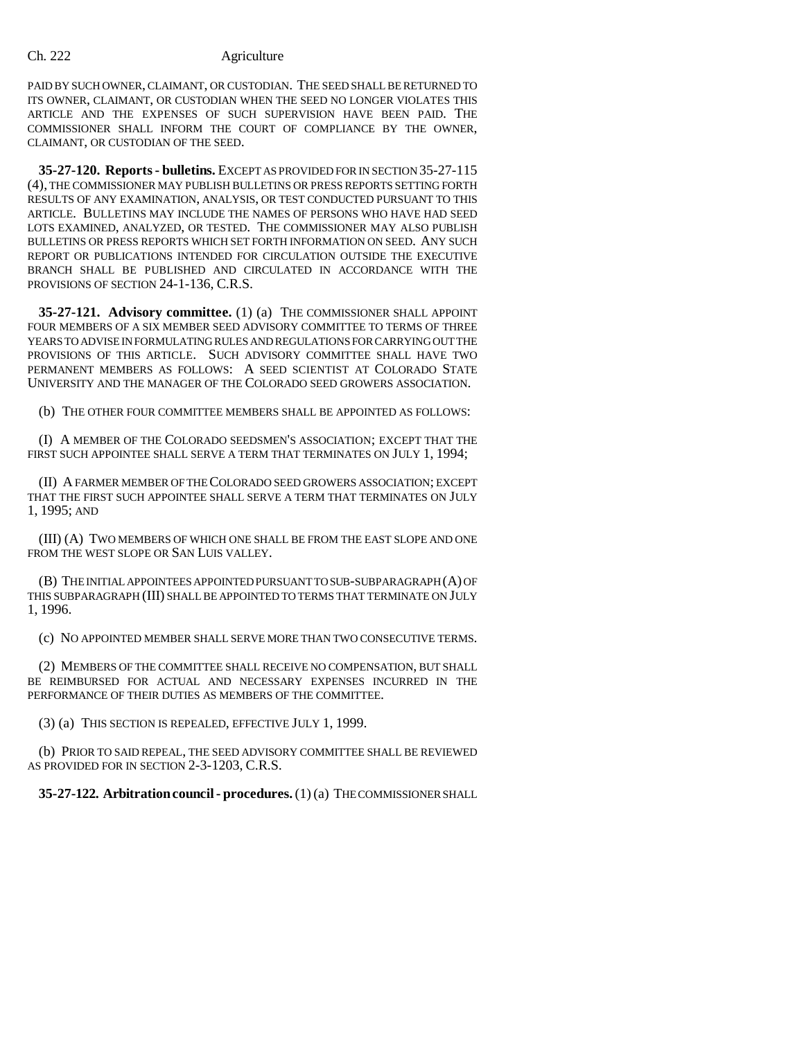PAID BY SUCH OWNER, CLAIMANT, OR CUSTODIAN. THE SEED SHALL BE RETURNED TO ITS OWNER, CLAIMANT, OR CUSTODIAN WHEN THE SEED NO LONGER VIOLATES THIS ARTICLE AND THE EXPENSES OF SUCH SUPERVISION HAVE BEEN PAID. THE COMMISSIONER SHALL INFORM THE COURT OF COMPLIANCE BY THE OWNER, CLAIMANT, OR CUSTODIAN OF THE SEED.

**35-27-120. Reports - bulletins.** EXCEPT AS PROVIDED FOR IN SECTION 35-27-115 (4), THE COMMISSIONER MAY PUBLISH BULLETINS OR PRESS REPORTS SETTING FORTH RESULTS OF ANY EXAMINATION, ANALYSIS, OR TEST CONDUCTED PURSUANT TO THIS ARTICLE. BULLETINS MAY INCLUDE THE NAMES OF PERSONS WHO HAVE HAD SEED LOTS EXAMINED, ANALYZED, OR TESTED. THE COMMISSIONER MAY ALSO PUBLISH BULLETINS OR PRESS REPORTS WHICH SET FORTH INFORMATION ON SEED. ANY SUCH REPORT OR PUBLICATIONS INTENDED FOR CIRCULATION OUTSIDE THE EXECUTIVE BRANCH SHALL BE PUBLISHED AND CIRCULATED IN ACCORDANCE WITH THE PROVISIONS OF SECTION 24-1-136, C.R.S.

**35-27-121. Advisory committee.** (1) (a) THE COMMISSIONER SHALL APPOINT FOUR MEMBERS OF A SIX MEMBER SEED ADVISORY COMMITTEE TO TERMS OF THREE YEARS TO ADVISE IN FORMULATING RULES AND REGULATIONS FOR CARRYING OUT THE PROVISIONS OF THIS ARTICLE. SUCH ADVISORY COMMITTEE SHALL HAVE TWO PERMANENT MEMBERS AS FOLLOWS: A SEED SCIENTIST AT COLORADO STATE UNIVERSITY AND THE MANAGER OF THE COLORADO SEED GROWERS ASSOCIATION.

(b) THE OTHER FOUR COMMITTEE MEMBERS SHALL BE APPOINTED AS FOLLOWS:

(I) A MEMBER OF THE COLORADO SEEDSMEN'S ASSOCIATION; EXCEPT THAT THE FIRST SUCH APPOINTEE SHALL SERVE A TERM THAT TERMINATES ON JULY 1, 1994;

(II) A FARMER MEMBER OF THE COLORADO SEED GROWERS ASSOCIATION; EXCEPT THAT THE FIRST SUCH APPOINTEE SHALL SERVE A TERM THAT TERMINATES ON JULY 1, 1995; AND

(III) (A) TWO MEMBERS OF WHICH ONE SHALL BE FROM THE EAST SLOPE AND ONE FROM THE WEST SLOPE OR SAN LUIS VALLEY.

(B) THE INITIAL APPOINTEES APPOINTED PURSUANT TO SUB-SUBPARAGRAPH (A) OF THIS SUBPARAGRAPH (III) SHALL BE APPOINTED TO TERMS THAT TERMINATE ON JULY 1, 1996.

(c) NO APPOINTED MEMBER SHALL SERVE MORE THAN TWO CONSECUTIVE TERMS.

(2) MEMBERS OF THE COMMITTEE SHALL RECEIVE NO COMPENSATION, BUT SHALL BE REIMBURSED FOR ACTUAL AND NECESSARY EXPENSES INCURRED IN THE PERFORMANCE OF THEIR DUTIES AS MEMBERS OF THE COMMITTEE.

(3) (a) THIS SECTION IS REPEALED, EFFECTIVE JULY 1, 1999.

(b) PRIOR TO SAID REPEAL, THE SEED ADVISORY COMMITTEE SHALL BE REVIEWED AS PROVIDED FOR IN SECTION 2-3-1203, C.R.S.

**35-27-122. Arbitration council - procedures.** (1) (a) THE COMMISSIONER SHALL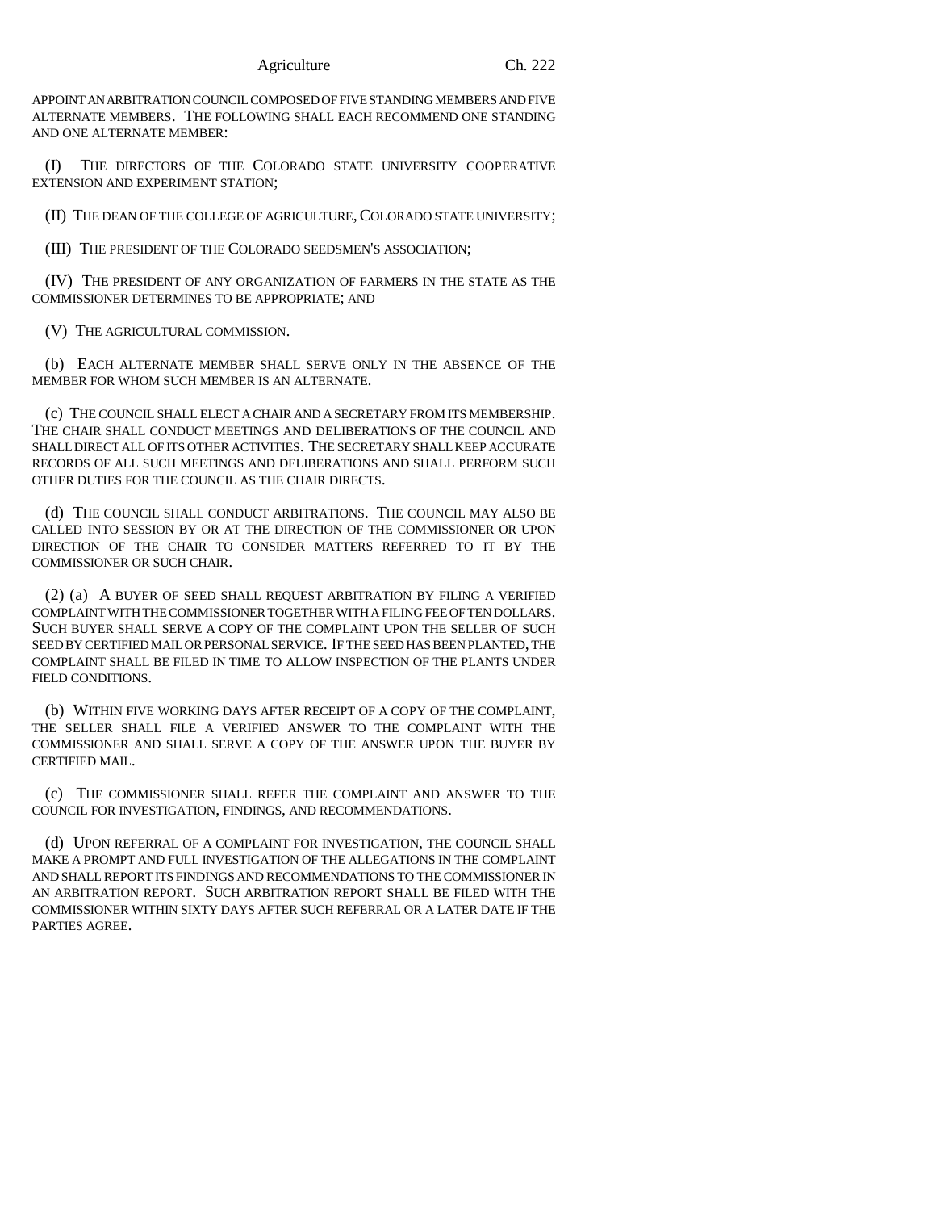APPOINT AN ARBITRATION COUNCIL COMPOSED OF FIVE STANDING MEMBERS AND FIVE ALTERNATE MEMBERS. THE FOLLOWING SHALL EACH RECOMMEND ONE STANDING AND ONE ALTERNATE MEMBER:

(I) THE DIRECTORS OF THE COLORADO STATE UNIVERSITY COOPERATIVE EXTENSION AND EXPERIMENT STATION;

(II) THE DEAN OF THE COLLEGE OF AGRICULTURE, COLORADO STATE UNIVERSITY;

(III) THE PRESIDENT OF THE COLORADO SEEDSMEN'S ASSOCIATION;

(IV) THE PRESIDENT OF ANY ORGANIZATION OF FARMERS IN THE STATE AS THE COMMISSIONER DETERMINES TO BE APPROPRIATE; AND

(V) THE AGRICULTURAL COMMISSION.

(b) EACH ALTERNATE MEMBER SHALL SERVE ONLY IN THE ABSENCE OF THE MEMBER FOR WHOM SUCH MEMBER IS AN ALTERNATE.

(c) THE COUNCIL SHALL ELECT A CHAIR AND A SECRETARY FROM ITS MEMBERSHIP. THE CHAIR SHALL CONDUCT MEETINGS AND DELIBERATIONS OF THE COUNCIL AND SHALL DIRECT ALL OF ITS OTHER ACTIVITIES. THE SECRETARY SHALL KEEP ACCURATE RECORDS OF ALL SUCH MEETINGS AND DELIBERATIONS AND SHALL PERFORM SUCH OTHER DUTIES FOR THE COUNCIL AS THE CHAIR DIRECTS.

(d) THE COUNCIL SHALL CONDUCT ARBITRATIONS. THE COUNCIL MAY ALSO BE CALLED INTO SESSION BY OR AT THE DIRECTION OF THE COMMISSIONER OR UPON DIRECTION OF THE CHAIR TO CONSIDER MATTERS REFERRED TO IT BY THE COMMISSIONER OR SUCH CHAIR.

(2) (a) A BUYER OF SEED SHALL REQUEST ARBITRATION BY FILING A VERIFIED COMPLAINT WITH THE COMMISSIONER TOGETHER WITH A FILING FEE OF TEN DOLLARS. SUCH BUYER SHALL SERVE A COPY OF THE COMPLAINT UPON THE SELLER OF SUCH SEED BY CERTIFIED MAIL OR PERSONAL SERVICE. IF THE SEED HAS BEEN PLANTED, THE COMPLAINT SHALL BE FILED IN TIME TO ALLOW INSPECTION OF THE PLANTS UNDER FIELD CONDITIONS.

(b) WITHIN FIVE WORKING DAYS AFTER RECEIPT OF A COPY OF THE COMPLAINT, THE SELLER SHALL FILE A VERIFIED ANSWER TO THE COMPLAINT WITH THE COMMISSIONER AND SHALL SERVE A COPY OF THE ANSWER UPON THE BUYER BY CERTIFIED MAIL.

(c) THE COMMISSIONER SHALL REFER THE COMPLAINT AND ANSWER TO THE COUNCIL FOR INVESTIGATION, FINDINGS, AND RECOMMENDATIONS.

(d) UPON REFERRAL OF A COMPLAINT FOR INVESTIGATION, THE COUNCIL SHALL MAKE A PROMPT AND FULL INVESTIGATION OF THE ALLEGATIONS IN THE COMPLAINT AND SHALL REPORT ITS FINDINGS AND RECOMMENDATIONS TO THE COMMISSIONER IN AN ARBITRATION REPORT. SUCH ARBITRATION REPORT SHALL BE FILED WITH THE COMMISSIONER WITHIN SIXTY DAYS AFTER SUCH REFERRAL OR A LATER DATE IF THE PARTIES AGREE.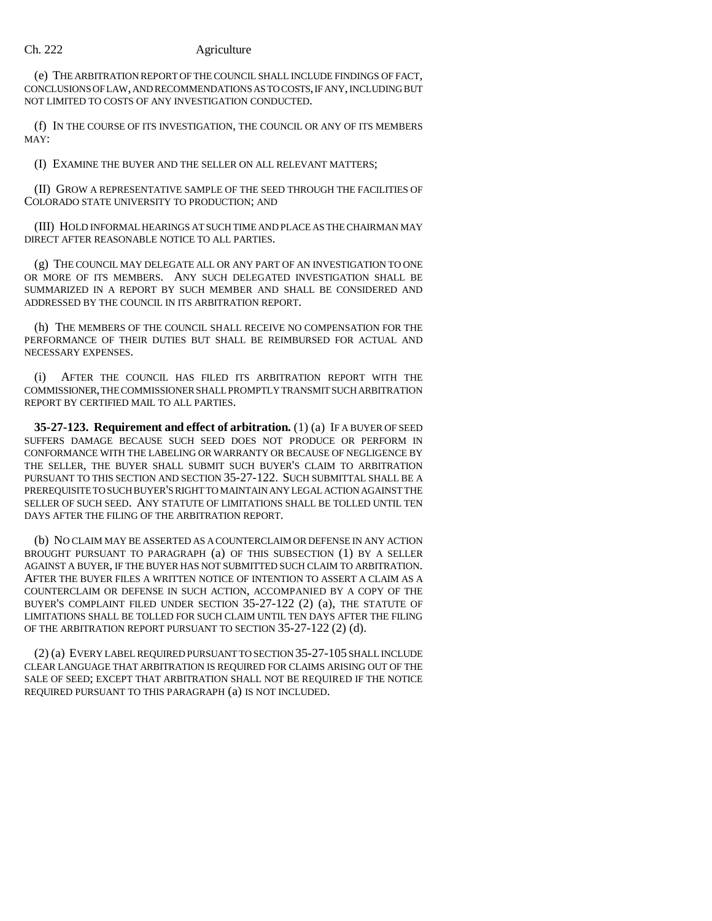(e) THE ARBITRATION REPORT OF THE COUNCIL SHALL INCLUDE FINDINGS OF FACT, CONCLUSIONS OF LAW, AND RECOMMENDATIONS AS TO COSTS, IF ANY, INCLUDING BUT NOT LIMITED TO COSTS OF ANY INVESTIGATION CONDUCTED.

(f) IN THE COURSE OF ITS INVESTIGATION, THE COUNCIL OR ANY OF ITS MEMBERS MAY:

(I) EXAMINE THE BUYER AND THE SELLER ON ALL RELEVANT MATTERS;

(II) GROW A REPRESENTATIVE SAMPLE OF THE SEED THROUGH THE FACILITIES OF COLORADO STATE UNIVERSITY TO PRODUCTION; AND

(III) HOLD INFORMAL HEARINGS AT SUCH TIME AND PLACE AS THE CHAIRMAN MAY DIRECT AFTER REASONABLE NOTICE TO ALL PARTIES.

(g) THE COUNCIL MAY DELEGATE ALL OR ANY PART OF AN INVESTIGATION TO ONE OR MORE OF ITS MEMBERS. ANY SUCH DELEGATED INVESTIGATION SHALL BE SUMMARIZED IN A REPORT BY SUCH MEMBER AND SHALL BE CONSIDERED AND ADDRESSED BY THE COUNCIL IN ITS ARBITRATION REPORT.

(h) THE MEMBERS OF THE COUNCIL SHALL RECEIVE NO COMPENSATION FOR THE PERFORMANCE OF THEIR DUTIES BUT SHALL BE REIMBURSED FOR ACTUAL AND NECESSARY EXPENSES.

(i) AFTER THE COUNCIL HAS FILED ITS ARBITRATION REPORT WITH THE COMMISSIONER, THE COMMISSIONER SHALL PROMPTLY TRANSMIT SUCH ARBITRATION REPORT BY CERTIFIED MAIL TO ALL PARTIES.

**35-27-123. Requirement and effect of arbitration.** (1) (a) IF A BUYER OF SEED SUFFERS DAMAGE BECAUSE SUCH SEED DOES NOT PRODUCE OR PERFORM IN CONFORMANCE WITH THE LABELING OR WARRANTY OR BECAUSE OF NEGLIGENCE BY THE SELLER, THE BUYER SHALL SUBMIT SUCH BUYER'S CLAIM TO ARBITRATION PURSUANT TO THIS SECTION AND SECTION 35-27-122. SUCH SUBMITTAL SHALL BE A PREREQUISITE TO SUCH BUYER'S RIGHT TO MAINTAIN ANY LEGAL ACTION AGAINST THE SELLER OF SUCH SEED. ANY STATUTE OF LIMITATIONS SHALL BE TOLLED UNTIL TEN DAYS AFTER THE FILING OF THE ARBITRATION REPORT.

(b) NO CLAIM MAY BE ASSERTED AS A COUNTERCLAIM OR DEFENSE IN ANY ACTION BROUGHT PURSUANT TO PARAGRAPH (a) OF THIS SUBSECTION (1) BY A SELLER AGAINST A BUYER, IF THE BUYER HAS NOT SUBMITTED SUCH CLAIM TO ARBITRATION. AFTER THE BUYER FILES A WRITTEN NOTICE OF INTENTION TO ASSERT A CLAIM AS A COUNTERCLAIM OR DEFENSE IN SUCH ACTION, ACCOMPANIED BY A COPY OF THE BUYER'S COMPLAINT FILED UNDER SECTION 35-27-122 (2) (a), THE STATUTE OF LIMITATIONS SHALL BE TOLLED FOR SUCH CLAIM UNTIL TEN DAYS AFTER THE FILING OF THE ARBITRATION REPORT PURSUANT TO SECTION 35-27-122 (2) (d).

(2) (a) EVERY LABEL REQUIRED PURSUANT TO SECTION 35-27-105 SHALL INCLUDE CLEAR LANGUAGE THAT ARBITRATION IS REQUIRED FOR CLAIMS ARISING OUT OF THE SALE OF SEED; EXCEPT THAT ARBITRATION SHALL NOT BE REQUIRED IF THE NOTICE REQUIRED PURSUANT TO THIS PARAGRAPH (a) IS NOT INCLUDED.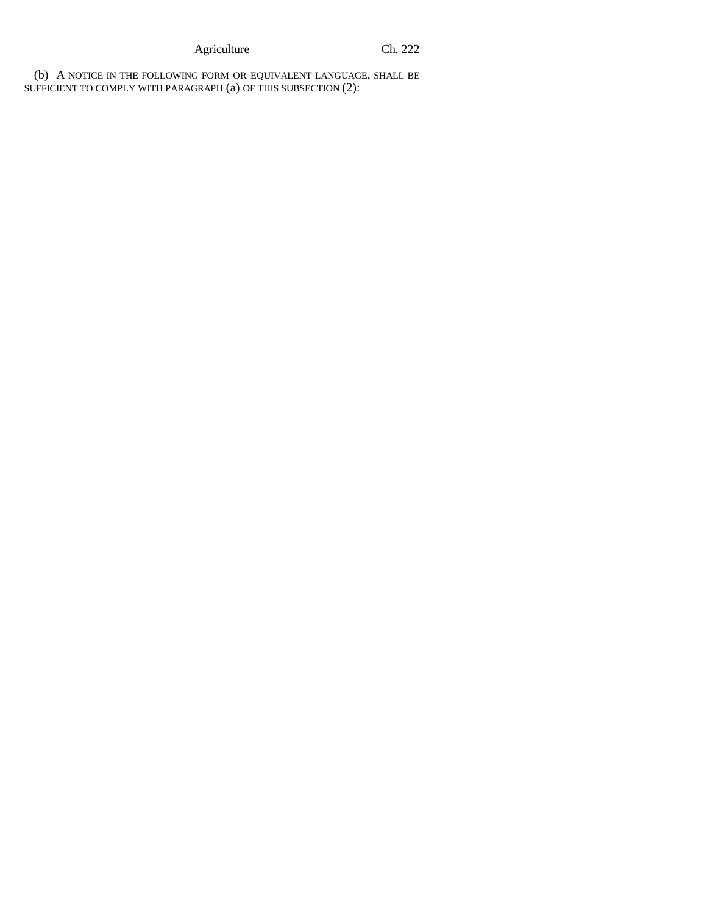(b) A NOTICE IN THE FOLLOWING FORM OR EQUIVALENT LANGUAGE, SHALL BE SUFFICIENT TO COMPLY WITH PARAGRAPH (a) OF THIS SUBSECTION (2):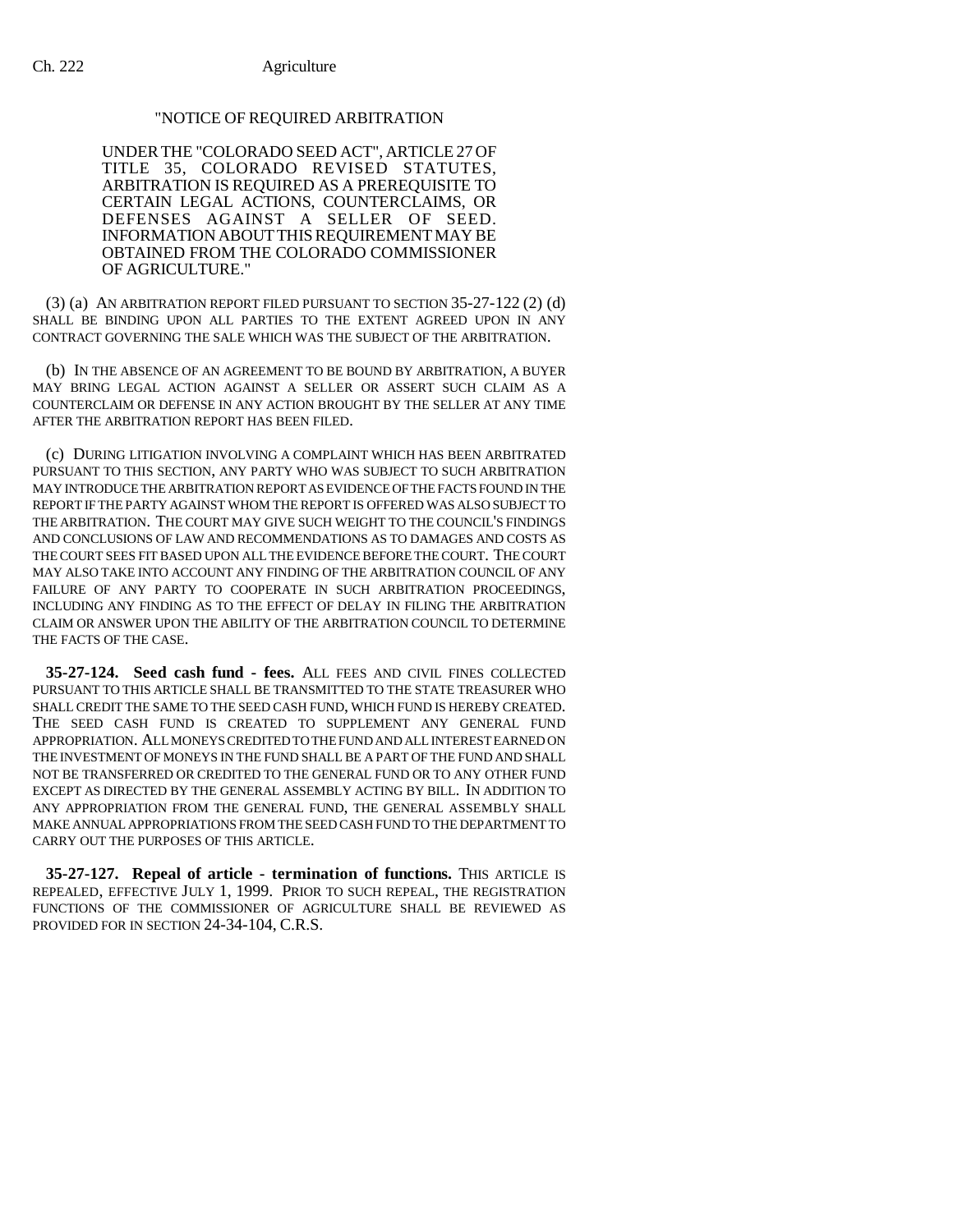"NOTICE OF REQUIRED ARBITRATION

UNDER THE "COLORADO SEED ACT", ARTICLE 27 OF TITLE 35, COLORADO REVISED STATUTES, ARBITRATION IS REQUIRED AS A PREREQUISITE TO CERTAIN LEGAL ACTIONS, COUNTERCLAIMS, OR DEFENSES AGAINST A SELLER OF SEED. INFORMATION ABOUT THIS REQUIREMENT MAY BE OBTAINED FROM THE COLORADO COMMISSIONER OF AGRICULTURE."

(3) (a) AN ARBITRATION REPORT FILED PURSUANT TO SECTION 35-27-122 (2) (d) SHALL BE BINDING UPON ALL PARTIES TO THE EXTENT AGREED UPON IN ANY CONTRACT GOVERNING THE SALE WHICH WAS THE SUBJECT OF THE ARBITRATION.

(b) IN THE ABSENCE OF AN AGREEMENT TO BE BOUND BY ARBITRATION, A BUYER MAY BRING LEGAL ACTION AGAINST A SELLER OR ASSERT SUCH CLAIM AS A COUNTERCLAIM OR DEFENSE IN ANY ACTION BROUGHT BY THE SELLER AT ANY TIME AFTER THE ARBITRATION REPORT HAS BEEN FILED.

(c) DURING LITIGATION INVOLVING A COMPLAINT WHICH HAS BEEN ARBITRATED PURSUANT TO THIS SECTION, ANY PARTY WHO WAS SUBJECT TO SUCH ARBITRATION MAY INTRODUCE THE ARBITRATION REPORT AS EVIDENCE OF THE FACTS FOUND IN THE REPORT IF THE PARTY AGAINST WHOM THE REPORT IS OFFERED WAS ALSO SUBJECT TO THE ARBITRATION. THE COURT MAY GIVE SUCH WEIGHT TO THE COUNCIL'S FINDINGS AND CONCLUSIONS OF LAW AND RECOMMENDATIONS AS TO DAMAGES AND COSTS AS THE COURT SEES FIT BASED UPON ALL THE EVIDENCE BEFORE THE COURT. THE COURT MAY ALSO TAKE INTO ACCOUNT ANY FINDING OF THE ARBITRATION COUNCIL OF ANY FAILURE OF ANY PARTY TO COOPERATE IN SUCH ARBITRATION PROCEEDINGS, INCLUDING ANY FINDING AS TO THE EFFECT OF DELAY IN FILING THE ARBITRATION CLAIM OR ANSWER UPON THE ABILITY OF THE ARBITRATION COUNCIL TO DETERMINE THE FACTS OF THE CASE.

**35-27-124. Seed cash fund - fees.** ALL FEES AND CIVIL FINES COLLECTED PURSUANT TO THIS ARTICLE SHALL BE TRANSMITTED TO THE STATE TREASURER WHO SHALL CREDIT THE SAME TO THE SEED CASH FUND, WHICH FUND IS HEREBY CREATED. THE SEED CASH FUND IS CREATED TO SUPPLEMENT ANY GENERAL FUND APPROPRIATION. ALL MONEYS CREDITED TO THE FUND AND ALL INTEREST EARNED ON THE INVESTMENT OF MONEYS IN THE FUND SHALL BE A PART OF THE FUND AND SHALL NOT BE TRANSFERRED OR CREDITED TO THE GENERAL FUND OR TO ANY OTHER FUND EXCEPT AS DIRECTED BY THE GENERAL ASSEMBLY ACTING BY BILL. IN ADDITION TO ANY APPROPRIATION FROM THE GENERAL FUND, THE GENERAL ASSEMBLY SHALL MAKE ANNUAL APPROPRIATIONS FROM THE SEED CASH FUND TO THE DEPARTMENT TO CARRY OUT THE PURPOSES OF THIS ARTICLE.

**35-27-127. Repeal of article - termination of functions.** THIS ARTICLE IS REPEALED, EFFECTIVE JULY 1, 1999. PRIOR TO SUCH REPEAL, THE REGISTRATION FUNCTIONS OF THE COMMISSIONER OF AGRICULTURE SHALL BE REVIEWED AS PROVIDED FOR IN SECTION 24-34-104, C.R.S.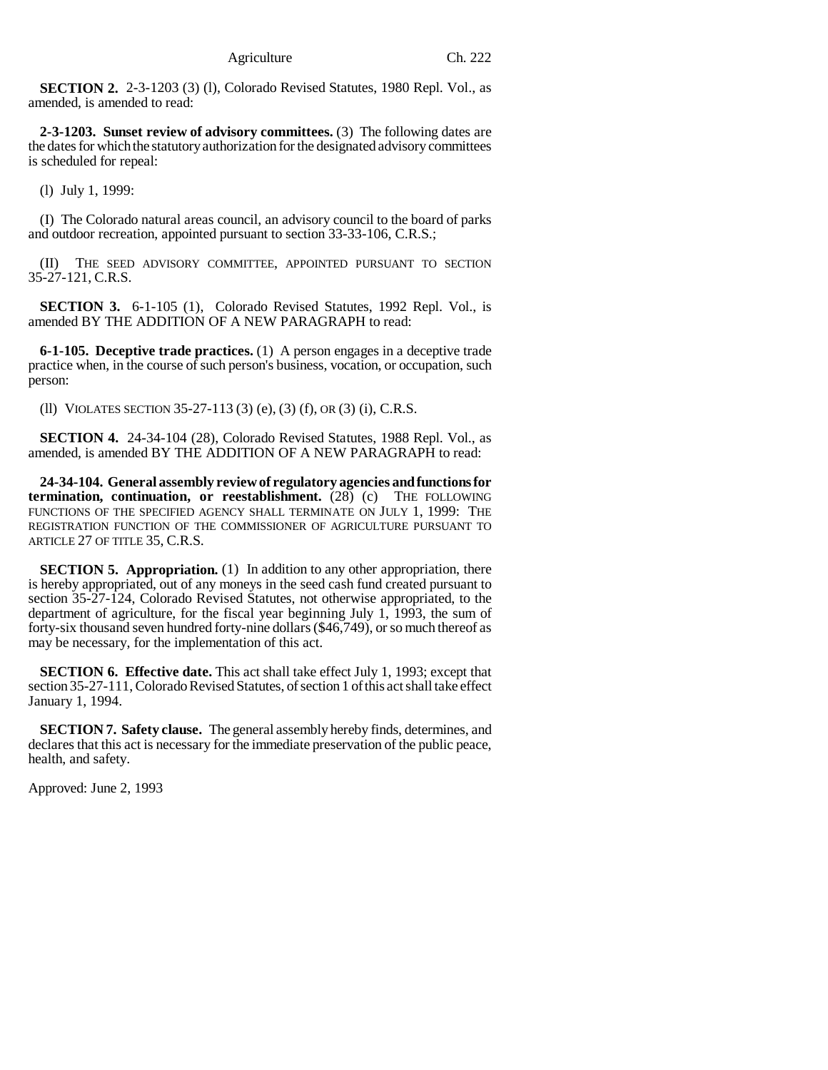**SECTION 2.** 2-3-1203 (3) (l), Colorado Revised Statutes, 1980 Repl. Vol., as amended, is amended to read:

**2-3-1203. Sunset review of advisory committees.** (3) The following dates are the dates for which the statutory authorization for the designated advisory committees is scheduled for repeal:

(l) July 1, 1999:

(I) The Colorado natural areas council, an advisory council to the board of parks and outdoor recreation, appointed pursuant to section 33-33-106, C.R.S.;

(II) THE SEED ADVISORY COMMITTEE, APPOINTED PURSUANT TO SECTION 35-27-121, C.R.S.

**SECTION 3.** 6-1-105 (1), Colorado Revised Statutes, 1992 Repl. Vol., is amended BY THE ADDITION OF A NEW PARAGRAPH to read:

**6-1-105. Deceptive trade practices.** (1) A person engages in a deceptive trade practice when, in the course of such person's business, vocation, or occupation, such person:

(ll) VIOLATES SECTION 35-27-113 (3) (e), (3) (f), OR (3) (i), C.R.S.

**SECTION 4.** 24-34-104 (28), Colorado Revised Statutes, 1988 Repl. Vol., as amended, is amended BY THE ADDITION OF A NEW PARAGRAPH to read:

**24-34-104. General assembly review of regulatory agencies and functions for termination, continuation, or reestablishment.** (28) (c) THE FOLLOWING FUNCTIONS OF THE SPECIFIED AGENCY SHALL TERMINATE ON JULY 1, 1999: THE REGISTRATION FUNCTION OF THE COMMISSIONER OF AGRICULTURE PURSUANT TO ARTICLE 27 OF TITLE 35, C.R.S.

**SECTION 5. Appropriation.** (1) In addition to any other appropriation, there is hereby appropriated, out of any moneys in the seed cash fund created pursuant to section 35-27-124, Colorado Revised Statutes, not otherwise appropriated, to the department of agriculture, for the fiscal year beginning July 1, 1993, the sum of forty-six thousand seven hundred forty-nine dollars ($46,749), or so much thereof as may be necessary, for the implementation of this act.

**SECTION 6. Effective date.** This act shall take effect July 1, 1993; except that section 35-27-111, Colorado Revised Statutes, of section 1 of this act shall take effect January 1, 1994.

**SECTION 7. Safety clause.** The general assembly hereby finds, determines, and declares that this act is necessary for the immediate preservation of the public peace, health, and safety.

Approved: June 2, 1993